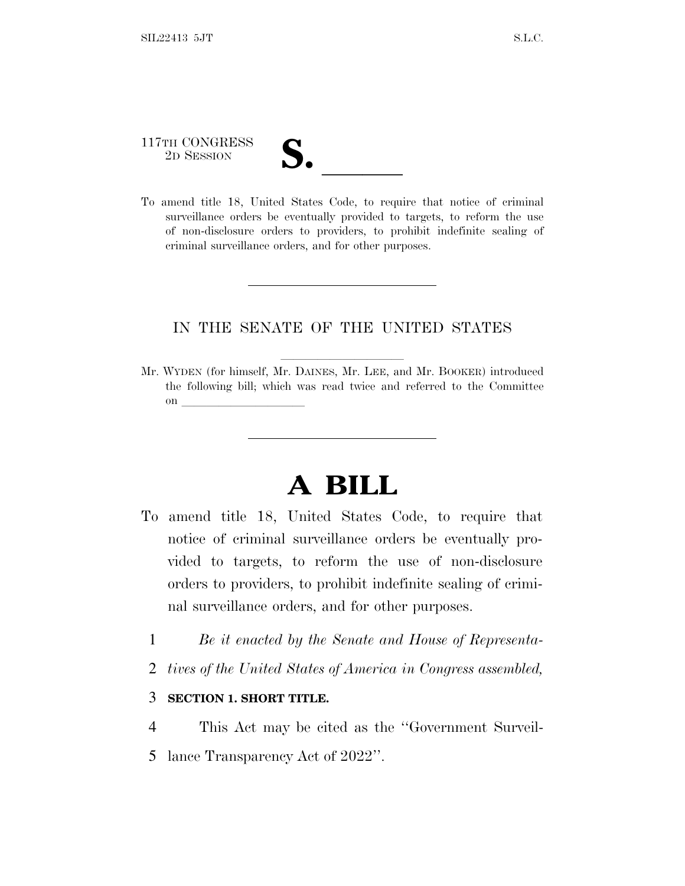117TH CONGRESS
2D SESSION

# S. ______

To amend title 18, United States Code, to require that notice of criminal surveillance orders be eventually provided to targets, to reform the use of non-disclosure orders to providers, to prohibit indefinite sealing of criminal surveillance orders, and for other purposes.

---

IN THE SENATE OF THE UNITED STATES

Mr. WYDEN (for himself, Mr. DAINES, Mr. LEE, and Mr. BOOKER) introduced the following bill; which was read twice and referred to the Committee on ______________________

---

# A BILL

To amend title 18, United States Code, to require that notice of criminal surveillance orders be eventually provided to targets, to reform the use of non-disclosure orders to providers, to prohibit indefinite sealing of criminal surveillance orders, and for other purposes.

1 *Be it enacted by the Senate and House of Representa-*
2 *tives of the United States of America in Congress assembled,*
3 **SECTION 1. SHORT TITLE.**
4 This Act may be cited as the ''Government Surveil-
5 lance Transparency Act of 2022''.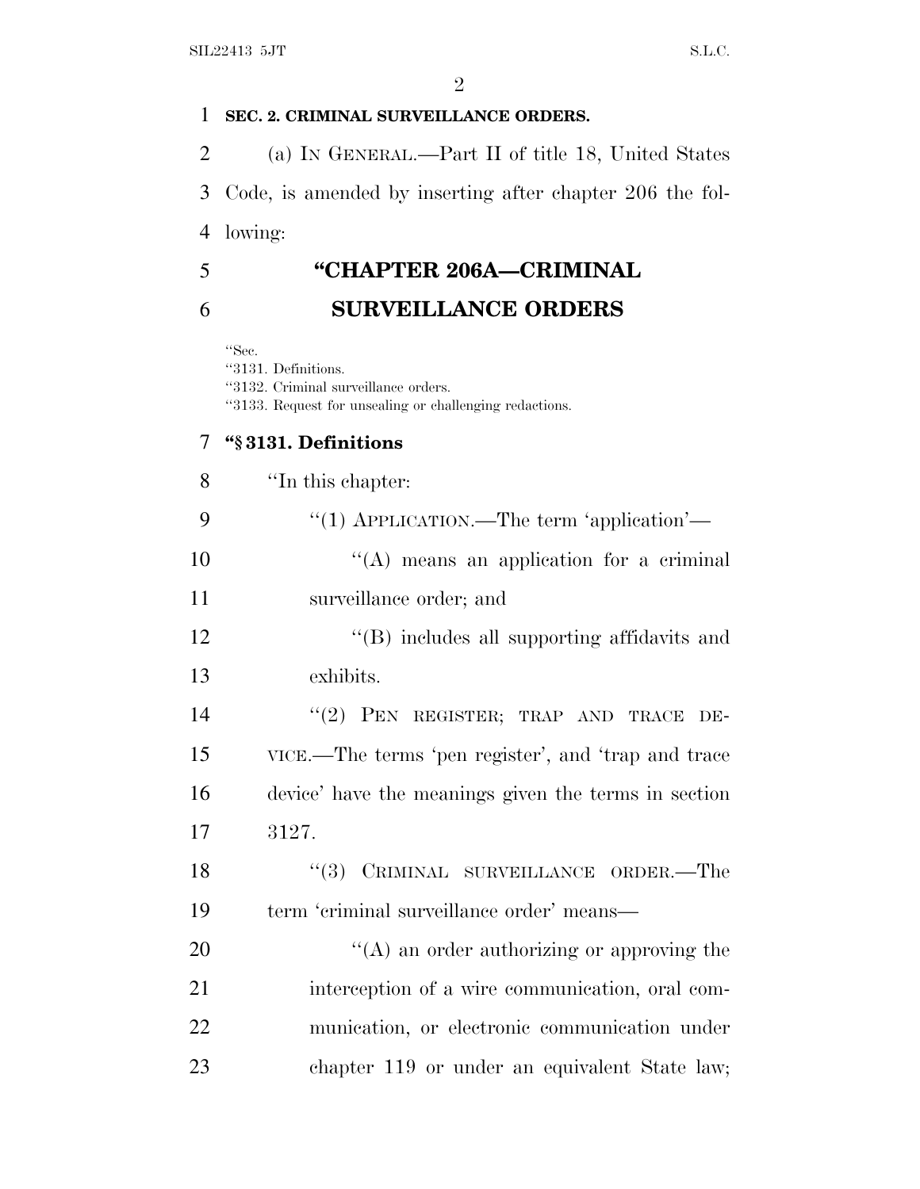**SEC. 2. CRIMINAL SURVEILLANCE ORDERS.**

(a) IN GENERAL.—Part II of title 18, United States Code, is amended by inserting after chapter 206 the following:

## "CHAPTER 206A—CRIMINAL SURVEILLANCE ORDERS

"Sec.
"3131. Definitions.
"3132. Criminal surveillance orders.
"3133. Request for unsealing or challenging redactions.

### "§ 3131. Definitions

"In this chapter:

"(1) APPLICATION.—The term 'application'—

"(A) means an application for a criminal surveillance order; and

"(B) includes all supporting affidavits and exhibits.

"(2) PEN REGISTER; TRAP AND TRACE DEVICE.—The terms 'pen register', and 'trap and trace device' have the meanings given the terms in section 3127.

"(3) CRIMINAL SURVEILLANCE ORDER.—The term 'criminal surveillance order' means—

"(A) an order authorizing or approving the interception of a wire communication, oral communication, or electronic communication under chapter 119 or under an equivalent State law;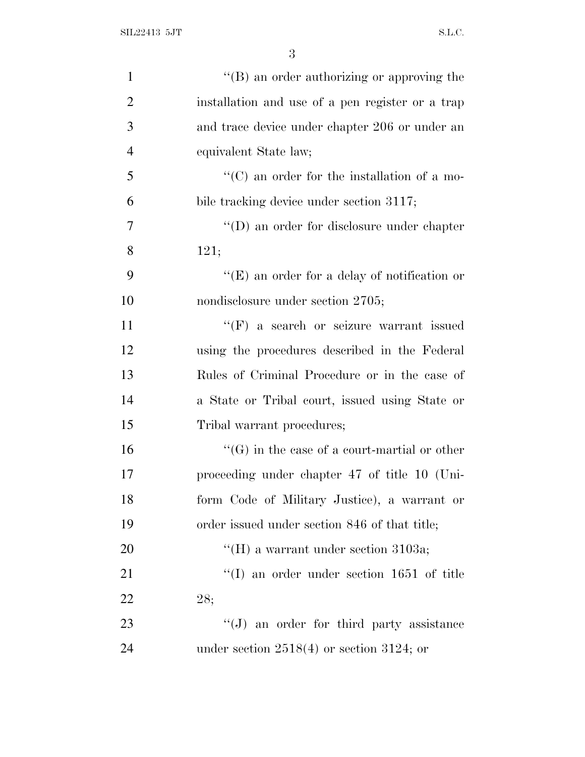"(B) an order authorizing or approving the installation and use of a pen register or a trap and trace device under chapter 206 or under an equivalent State law;

"(C) an order for the installation of a mobile tracking device under section 3117;

"(D) an order for disclosure under chapter 121;

"(E) an order for a delay of notification or nondisclosure under section 2705;

"(F) a search or seizure warrant issued using the procedures described in the Federal Rules of Criminal Procedure or in the case of a State or Tribal court, issued using State or Tribal warrant procedures;

"(G) in the case of a court-martial or other proceeding under chapter 47 of title 10 (Uniform Code of Military Justice), a warrant or order issued under section 846 of that title;

"(H) a warrant under section 3103a;

"(I) an order under section 1651 of title 28;

"(J) an order for third party assistance under section 2518(4) or section 3124; or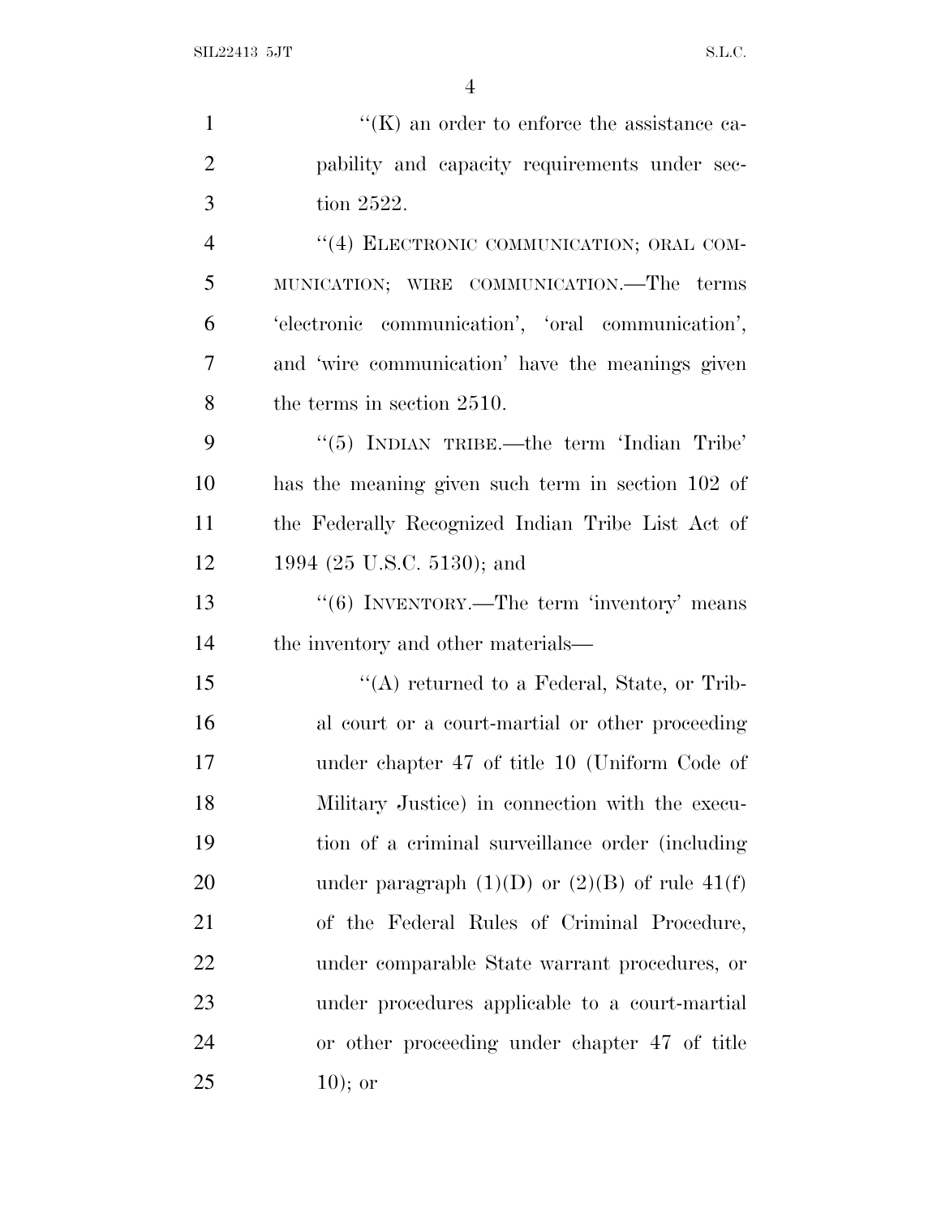"(K) an order to enforce the assistance capability and capacity requirements under section 2522.

"(4) ELECTRONIC COMMUNICATION; ORAL COMMUNICATION; WIRE COMMUNICATION.—The terms 'electronic communication', 'oral communication', and 'wire communication' have the meanings given the terms in section 2510.

"(5) INDIAN TRIBE.—the term 'Indian Tribe' has the meaning given such term in section 102 of the Federally Recognized Indian Tribe List Act of 1994 (25 U.S.C. 5130); and

"(6) INVENTORY.—The term 'inventory' means the inventory and other materials—

"(A) returned to a Federal, State, or Tribal court or a court-martial or other proceeding under chapter 47 of title 10 (Uniform Code of Military Justice) in connection with the execution of a criminal surveillance order (including under paragraph (1)(D) or (2)(B) of rule 41(f) of the Federal Rules of Criminal Procedure, under comparable State warrant procedures, or under procedures applicable to a court-martial or other proceeding under chapter 47 of title 10); or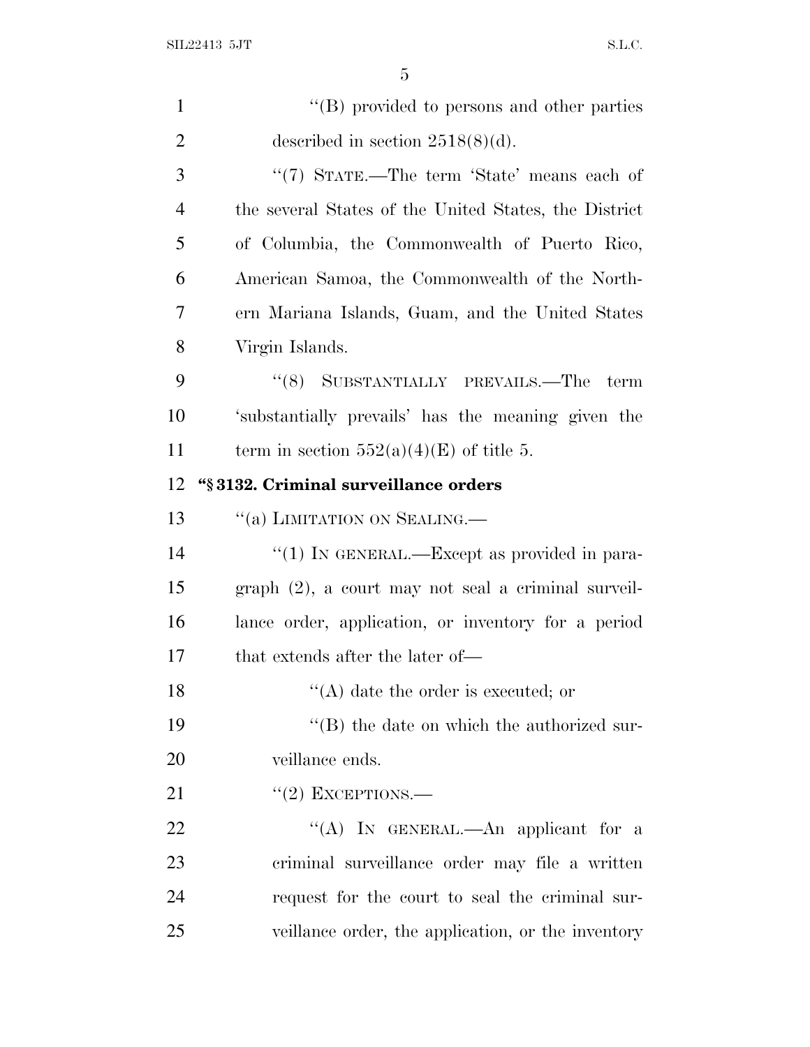"(B) provided to persons and other parties described in section 2518(8)(d).

"(7) STATE.—The term 'State' means each of the several States of the United States, the District of Columbia, the Commonwealth of Puerto Rico, American Samoa, the Commonwealth of the Northern Mariana Islands, Guam, and the United States Virgin Islands.

"(8) SUBSTANTIALLY PREVAILS.—The term 'substantially prevails' has the meaning given the term in section 552(a)(4)(E) of title 5.

**"§ 3132. Criminal surveillance orders**

"(a) LIMITATION ON SEALING.—

"(1) IN GENERAL.—Except as provided in paragraph (2), a court may not seal a criminal surveillance order, application, or inventory for a period that extends after the later of—

"(A) date the order is executed; or

"(B) the date on which the authorized surveillance ends.

"(2) EXCEPTIONS.—

"(A) IN GENERAL.—An applicant for a criminal surveillance order may file a written request for the court to seal the criminal surveillance order, the application, or the inventory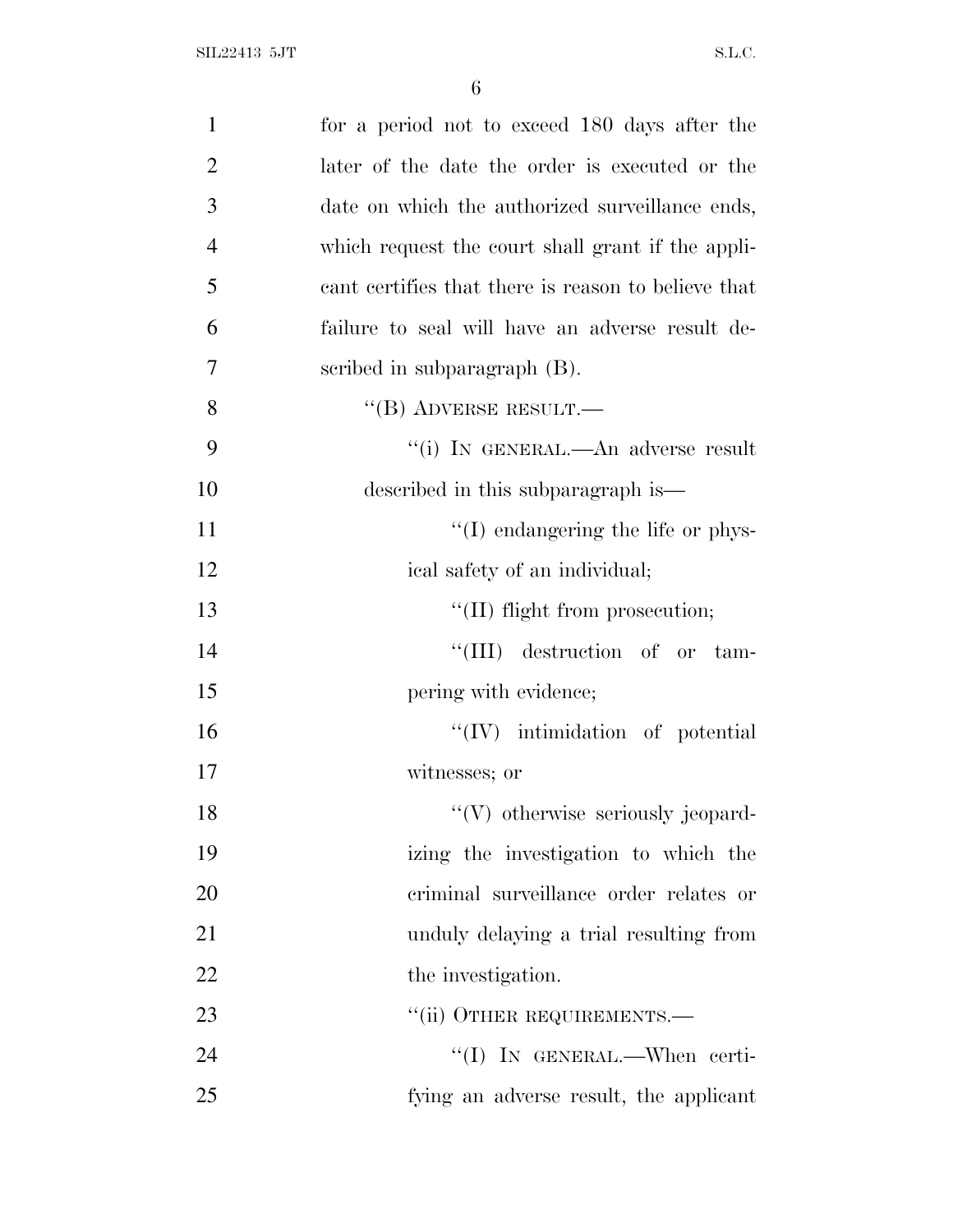for a period not to exceed 180 days after the later of the date the order is executed or the date on which the authorized surveillance ends, which request the court shall grant if the applicant certifies that there is reason to believe that failure to seal will have an adverse result described in subparagraph (B).

"(B) ADVERSE RESULT.—

"(i) IN GENERAL.—An adverse result described in this subparagraph is—

"(I) endangering the life or physical safety of an individual;

"(II) flight from prosecution;

"(III) destruction of or tampering with evidence;

"(IV) intimidation of potential witnesses; or

"(V) otherwise seriously jeopardizing the investigation to which the criminal surveillance order relates or unduly delaying a trial resulting from the investigation.

"(ii) OTHER REQUIREMENTS.—

"(I) IN GENERAL.—When certifying an adverse result, the applicant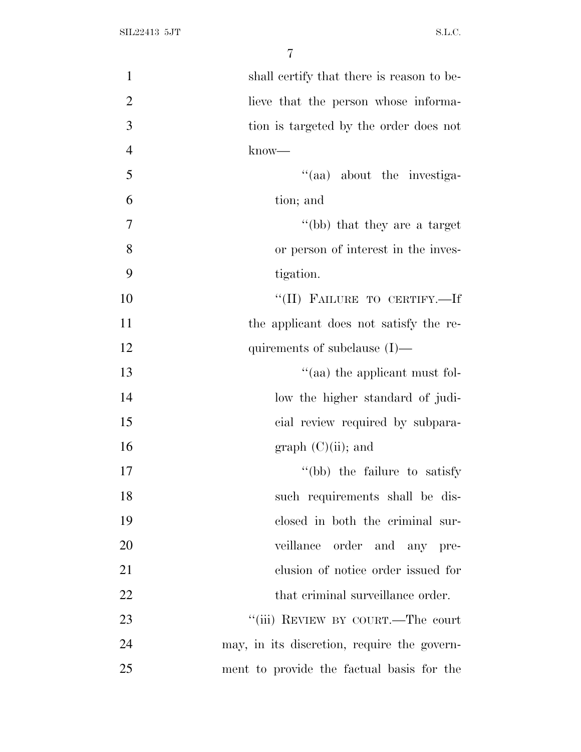shall certify that there is reason to believe that the person whose information is targeted by the order does not know—

"(aa) about the investigation; and

"(bb) that they are a target or person of interest in the investigation.

"(II) FAILURE TO CERTIFY.—If the applicant does not satisfy the requirements of subclause (I)—

"(aa) the applicant must follow the higher standard of judicial review required by subparagraph (C)(ii); and

"(bb) the failure to satisfy such requirements shall be disclosed in both the criminal surveillance order and any preclusion of notice order issued for that criminal surveillance order.

"(iii) REVIEW BY COURT.—The court may, in its discretion, require the government to provide the factual basis for the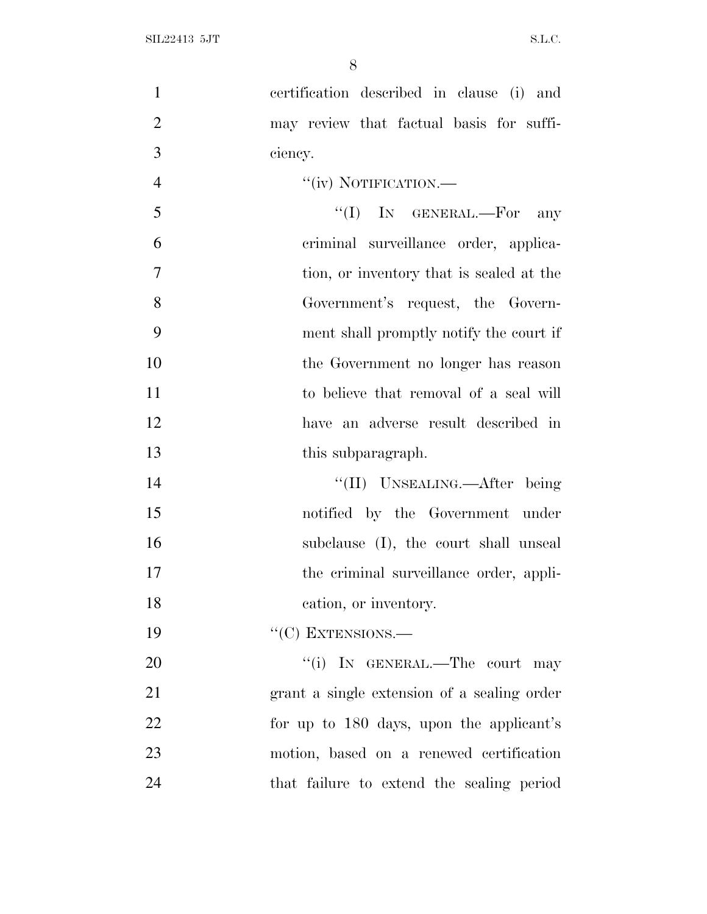certification described in clause (i) and may review that factual basis for sufficiency.

"(iv) NOTIFICATION.—

"(I) IN GENERAL.—For any criminal surveillance order, application, or inventory that is sealed at the Government's request, the Government shall promptly notify the court if the Government no longer has reason to believe that removal of a seal will have an adverse result described in this subparagraph.

"(II) UNSEALING.—After being notified by the Government under subclause (I), the court shall unseal the criminal surveillance order, application, or inventory.

"(C) EXTENSIONS.—

"(i) IN GENERAL.—The court may grant a single extension of a sealing order for up to 180 days, upon the applicant's motion, based on a renewed certification that failure to extend the sealing period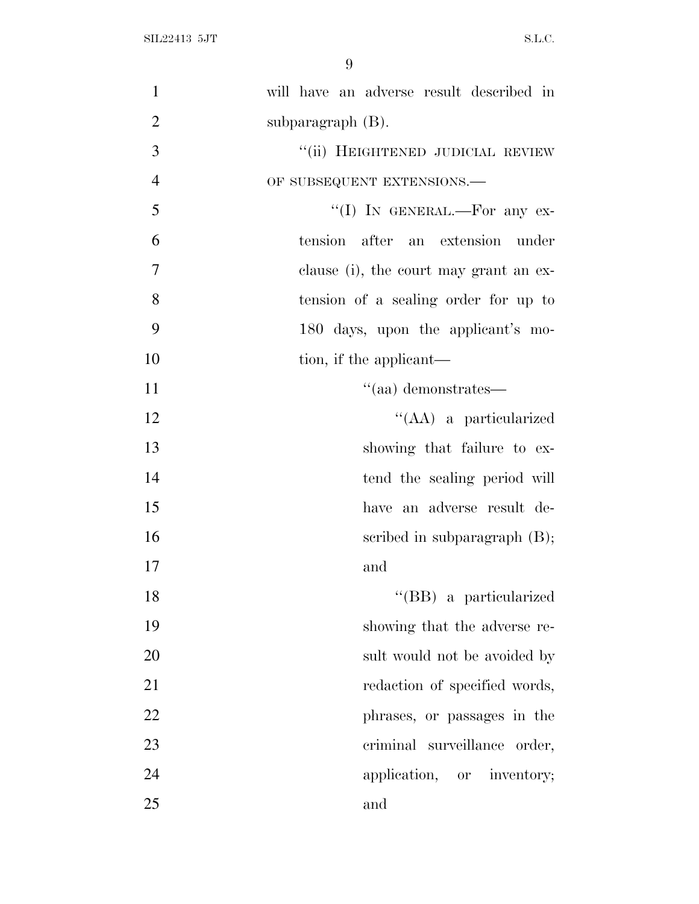will have an adverse result described in subparagraph (B).

"(ii) HEIGHTENED JUDICIAL REVIEW OF SUBSEQUENT EXTENSIONS.—

"(I) IN GENERAL.—For any extension after an extension under clause (i), the court may grant an extension of a sealing order for up to 180 days, upon the applicant's motion, if the applicant—

"(aa) demonstrates—

"(AA) a particularized showing that failure to extend the sealing period will have an adverse result described in subparagraph (B); and

"(BB) a particularized showing that the adverse result would not be avoided by redaction of specified words, phrases, or passages in the criminal surveillance order, application, or inventory; and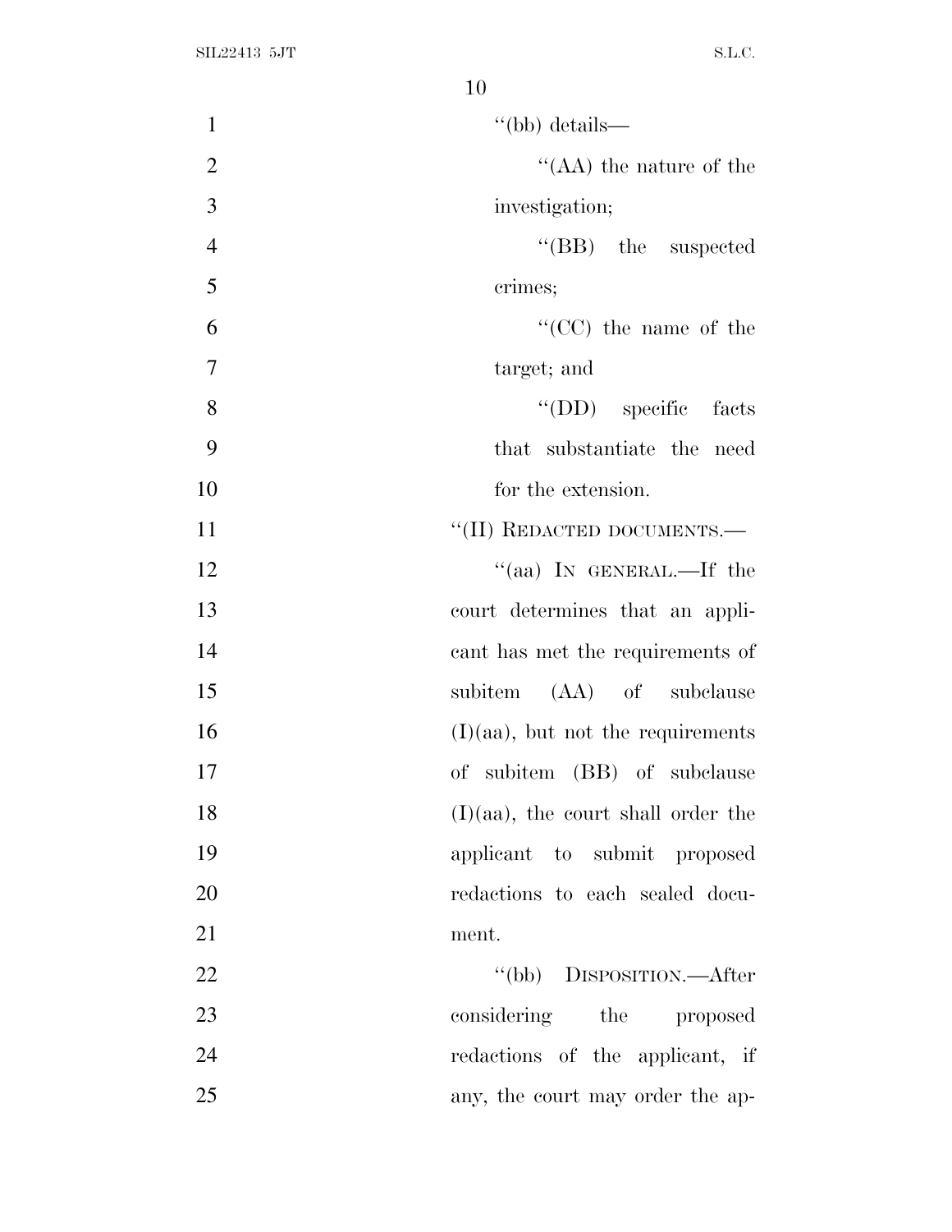"(bb) details—

"(AA) the nature of the investigation;

"(BB) the suspected crimes;

"(CC) the name of the target; and

"(DD) specific facts that substantiate the need for the extension.

"(II) REDACTED DOCUMENTS.—

"(aa) IN GENERAL.—If the court determines that an applicant has met the requirements of subitem (AA) of subclause (I)(aa), but not the requirements of subitem (BB) of subclause (I)(aa), the court shall order the applicant to submit proposed redactions to each sealed document.

"(bb) DISPOSITION.—After considering the proposed redactions of the applicant, if any, the court may order the ap-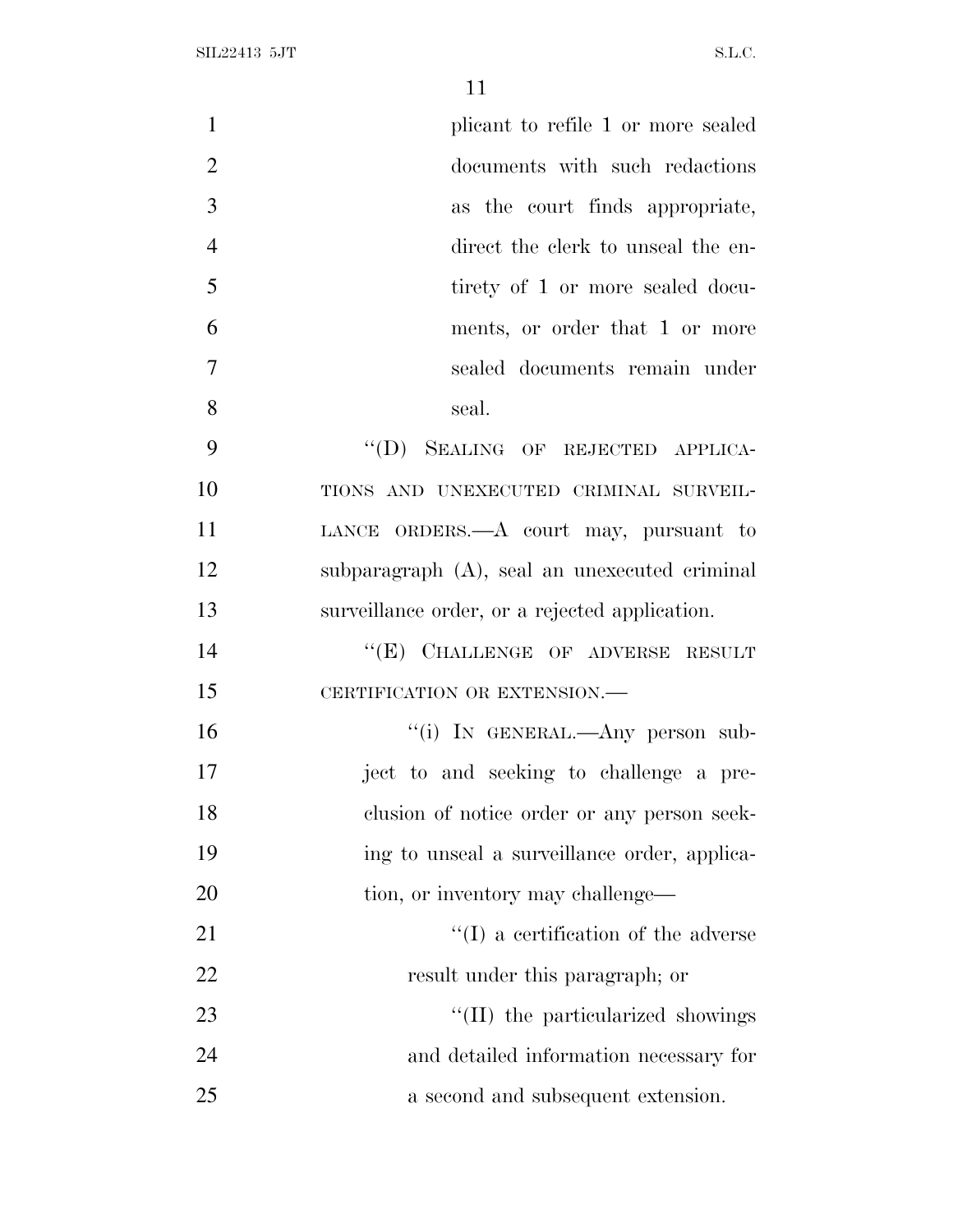plicant to refile 1 or more sealed documents with such redactions as the court finds appropriate, direct the clerk to unseal the entirety of 1 or more sealed documents, or order that 1 or more sealed documents remain under seal.

"(D) SEALING OF REJECTED APPLICATIONS AND UNEXECUTED CRIMINAL SURVEILLANCE ORDERS.—A court may, pursuant to subparagraph (A), seal an unexecuted criminal surveillance order, or a rejected application.

"(E) CHALLENGE OF ADVERSE RESULT CERTIFICATION OR EXTENSION.—

"(i) IN GENERAL.—Any person subject to and seeking to challenge a preclusion of notice order or any person seeking to unseal a surveillance order, application, or inventory may challenge—

"(I) a certification of the adverse result under this paragraph; or

"(II) the particularized showings and detailed information necessary for a second and subsequent extension.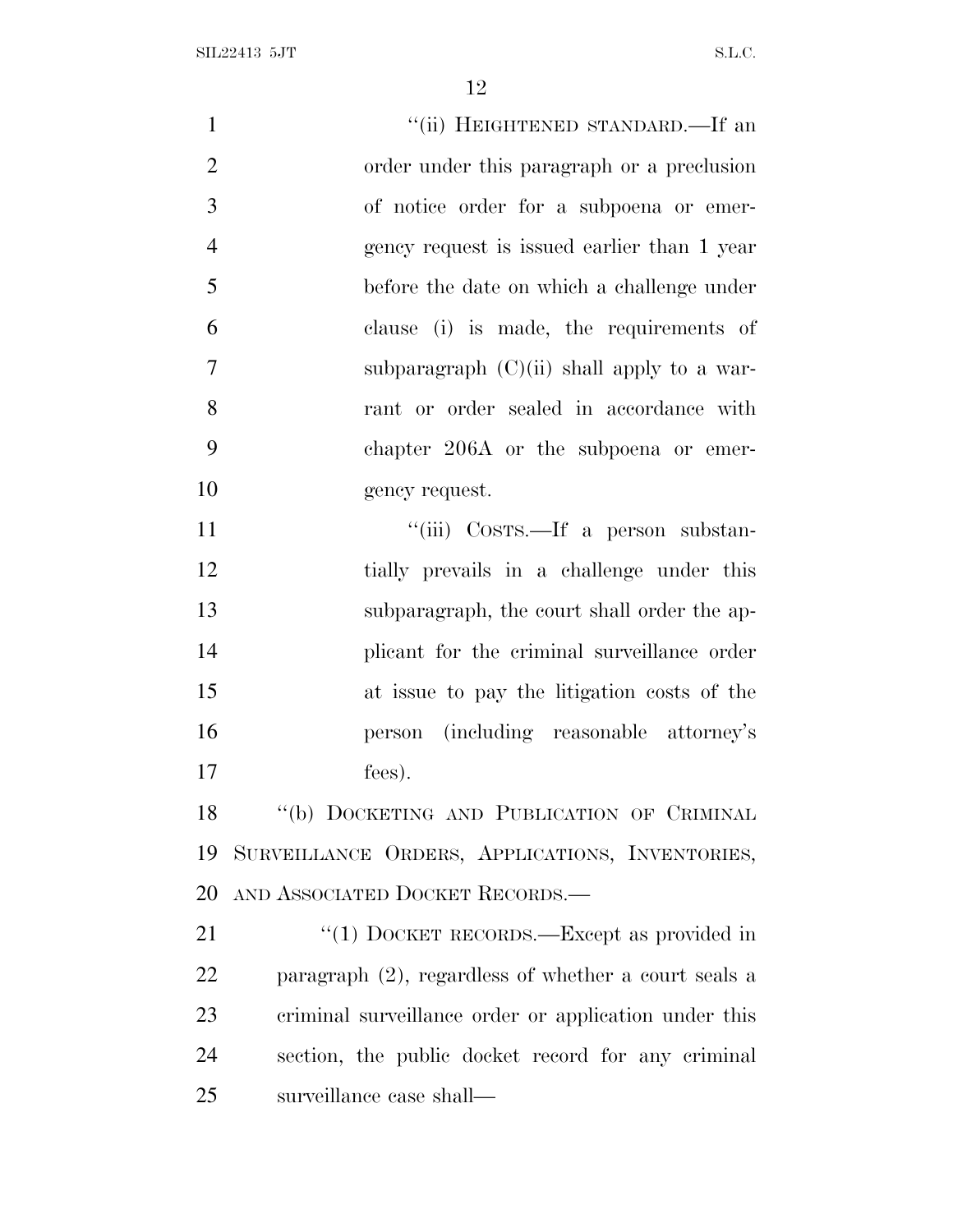"(ii) HEIGHTENED STANDARD.—If an order under this paragraph or a preclusion of notice order for a subpoena or emergency request is issued earlier than 1 year before the date on which a challenge under clause (i) is made, the requirements of subparagraph (C)(ii) shall apply to a warrant or order sealed in accordance with chapter 206A or the subpoena or emergency request.

"(iii) COSTS.—If a person substantially prevails in a challenge under this subparagraph, the court shall order the applicant for the criminal surveillance order at issue to pay the litigation costs of the person (including reasonable attorney's fees).

"(b) DOCKETING AND PUBLICATION OF CRIMINAL SURVEILLANCE ORDERS, APPLICATIONS, INVENTORIES, AND ASSOCIATED DOCKET RECORDS.—

"(1) DOCKET RECORDS.—Except as provided in paragraph (2), regardless of whether a court seals a criminal surveillance order or application under this section, the public docket record for any criminal surveillance case shall—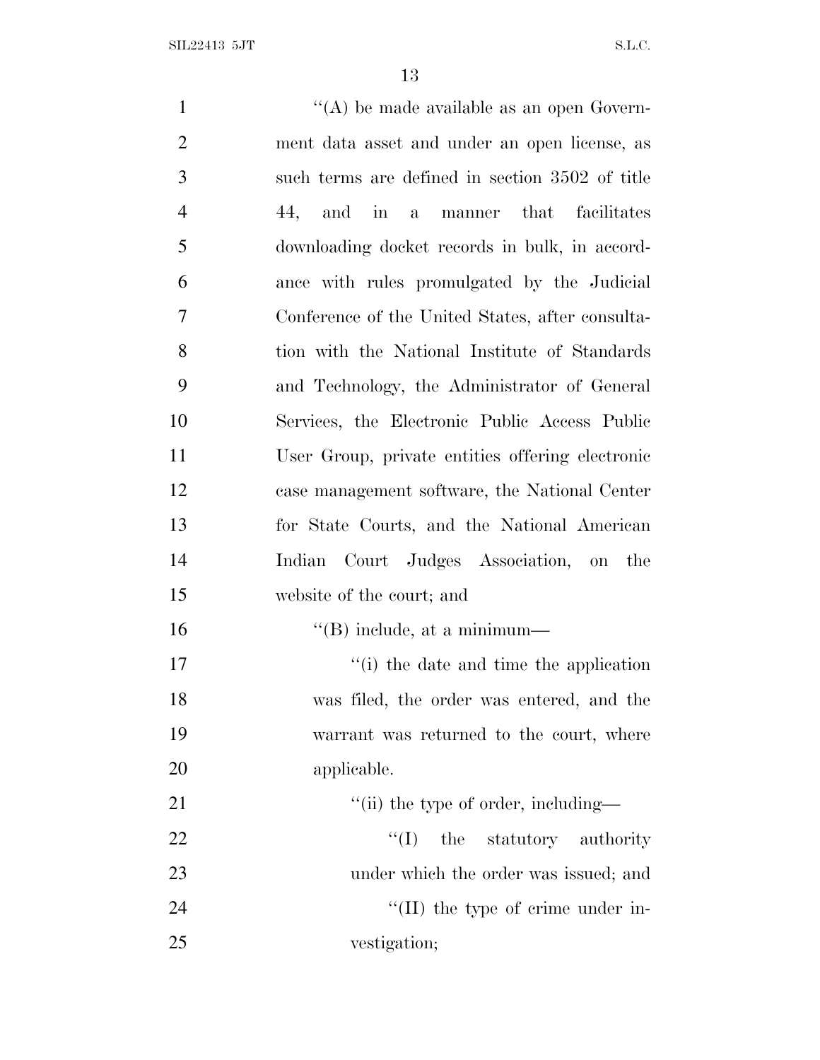''(A) be made available as an open Government data asset and under an open license, as such terms are defined in section 3502 of title 44, and in a manner that facilitates downloading docket records in bulk, in accordance with rules promulgated by the Judicial Conference of the United States, after consultation with the National Institute of Standards and Technology, the Administrator of General Services, the Electronic Public Access Public User Group, private entities offering electronic case management software, the National Center for State Courts, and the National American Indian Court Judges Association, on the website of the court; and

''(B) include, at a minimum—

''(i) the date and time the application was filed, the order was entered, and the warrant was returned to the court, where applicable.

''(ii) the type of order, including—

''(I) the statutory authority under which the order was issued; and

''(II) the type of crime under investigation;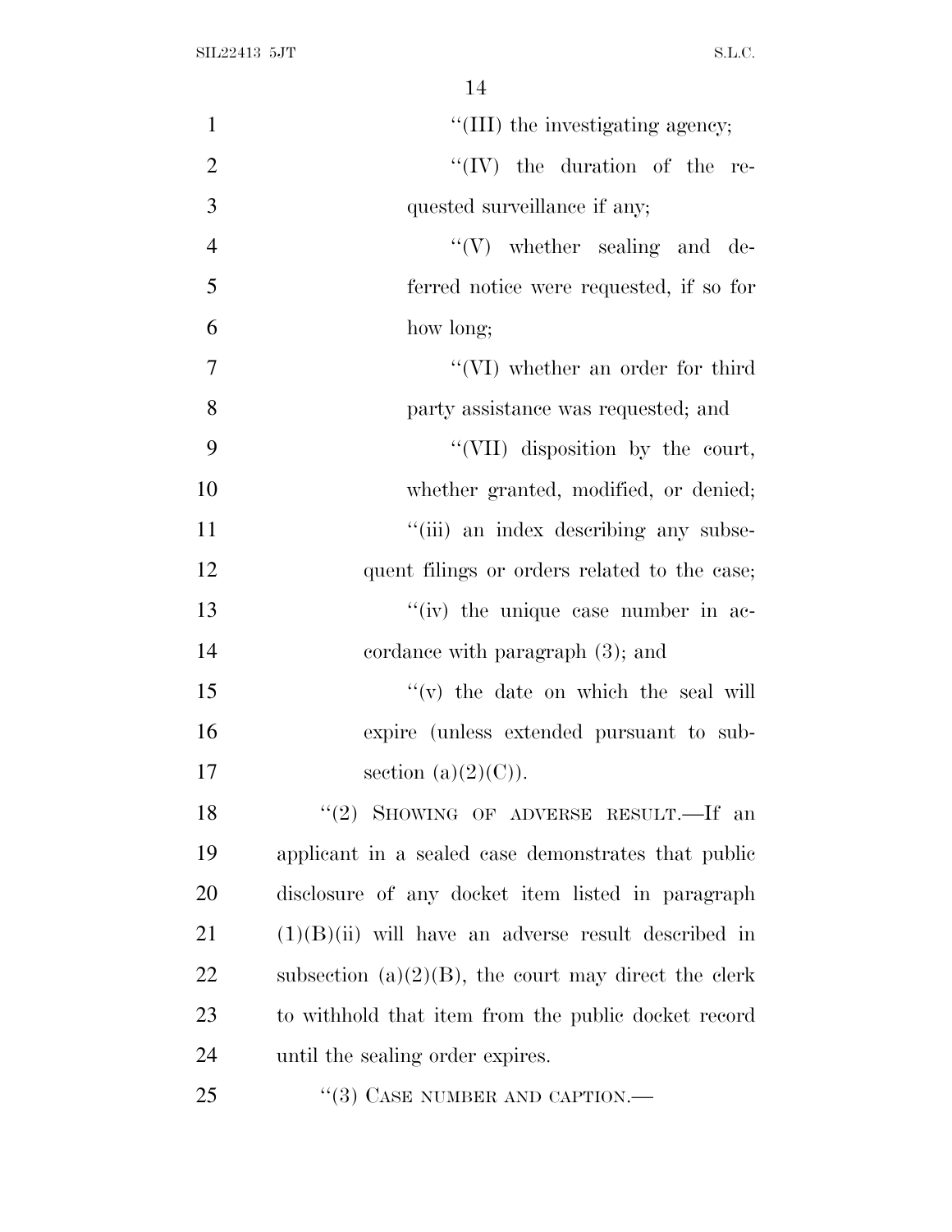"(III) the investigating agency;

"(IV) the duration of the requested surveillance if any;

"(V) whether sealing and deferred notice were requested, if so for how long;

"(VI) whether an order for third party assistance was requested; and

"(VII) disposition by the court, whether granted, modified, or denied;

"(iii) an index describing any subsequent filings or orders related to the case;

"(iv) the unique case number in accordance with paragraph (3); and

"(v) the date on which the seal will expire (unless extended pursuant to subsection (a)(2)(C)).

"(2) SHOWING OF ADVERSE RESULT.—If an applicant in a sealed case demonstrates that public disclosure of any docket item listed in paragraph (1)(B)(ii) will have an adverse result described in subsection (a)(2)(B), the court may direct the clerk to withhold that item from the public docket record until the sealing order expires.

"(3) CASE NUMBER AND CAPTION.—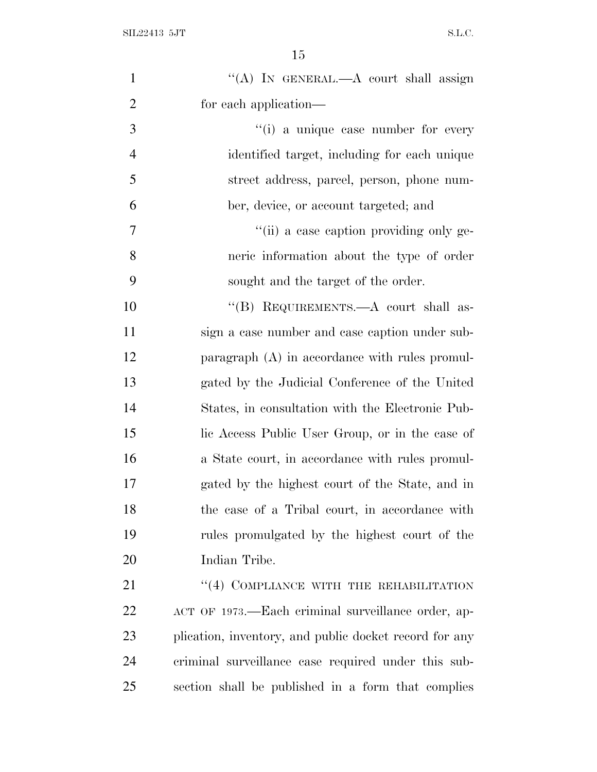''(A) IN GENERAL.—A court shall assign for each application—

''(i) a unique case number for every identified target, including for each unique street address, parcel, person, phone number, device, or account targeted; and

''(ii) a case caption providing only generic information about the type of order sought and the target of the order.

''(B) REQUIREMENTS.—A court shall assign a case number and case caption under subparagraph (A) in accordance with rules promulgated by the Judicial Conference of the United States, in consultation with the Electronic Public Access Public User Group, or in the case of a State court, in accordance with rules promulgated by the highest court of the State, and in the case of a Tribal court, in accordance with rules promulgated by the highest court of the Indian Tribe.

''(4) COMPLIANCE WITH THE REHABILITATION ACT OF 1973.—Each criminal surveillance order, application, inventory, and public docket record for any criminal surveillance case required under this subsection shall be published in a form that complies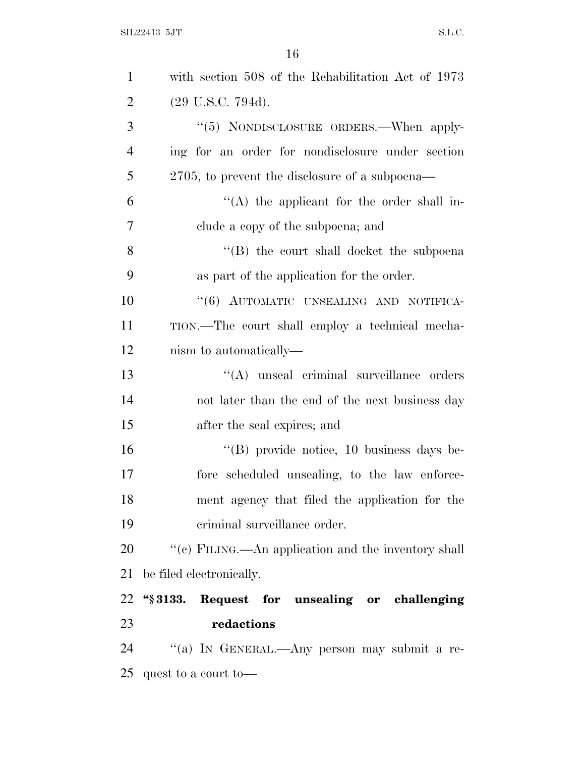with section 508 of the Rehabilitation Act of 1973 (29 U.S.C. 794d).

"(5) NONDISCLOSURE ORDERS.—When applying for an order for nondisclosure under section 2705, to prevent the disclosure of a subpoena—

"(A) the applicant for the order shall include a copy of the subpoena; and

"(B) the court shall docket the subpoena as part of the application for the order.

"(6) AUTOMATIC UNSEALING AND NOTIFICATION.—The court shall employ a technical mechanism to automatically—

"(A) unseal criminal surveillance orders not later than the end of the next business day after the seal expires; and

"(B) provide notice, 10 business days before scheduled unsealing, to the law enforcement agency that filed the application for the criminal surveillance order.

"(c) FILING.—An application and the inventory shall be filed electronically.

**"§ 3133. Request for unsealing or challenging redactions**

"(a) IN GENERAL.—Any person may submit a request to a court to—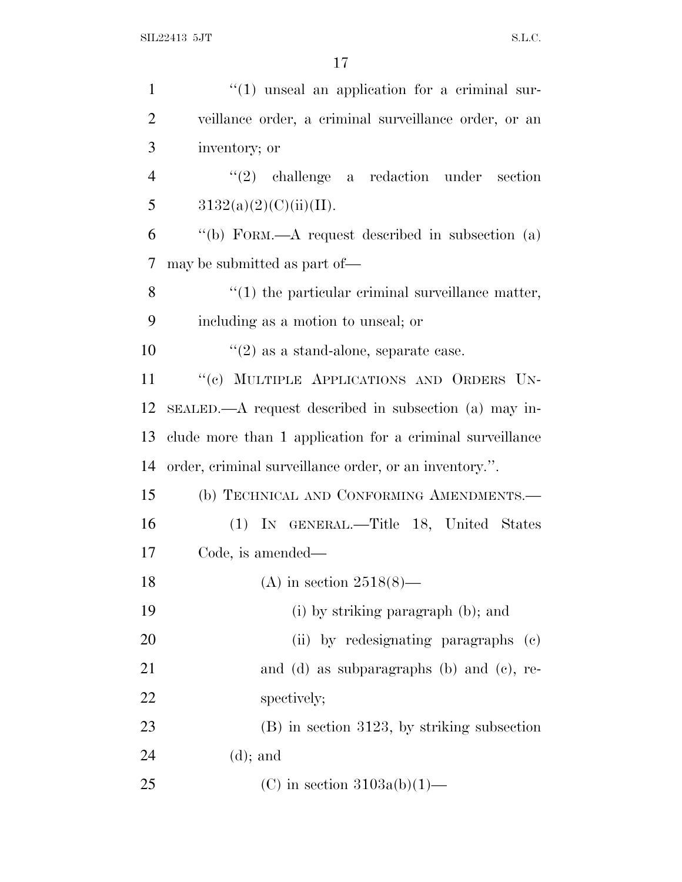"(1) unseal an application for a criminal surveillance order, a criminal surveillance order, or an inventory; or

"(2) challenge a redaction under section 3132(a)(2)(C)(ii)(II).

"(b) FORM.—A request described in subsection (a) may be submitted as part of—

"(1) the particular criminal surveillance matter, including as a motion to unseal; or

"(2) as a stand-alone, separate case.

"(c) MULTIPLE APPLICATIONS AND ORDERS UNSEALED.—A request described in subsection (a) may include more than 1 application for a criminal surveillance order, criminal surveillance order, or an inventory.".

(b) TECHNICAL AND CONFORMING AMENDMENTS.—

(1) IN GENERAL.—Title 18, United States Code, is amended—

(A) in section 2518(8)—

(i) by striking paragraph (b); and

(ii) by redesignating paragraphs (c) and (d) as subparagraphs (b) and (c), respectively;

(B) in section 3123, by striking subsection (d); and

(C) in section 3103a(b)(1)—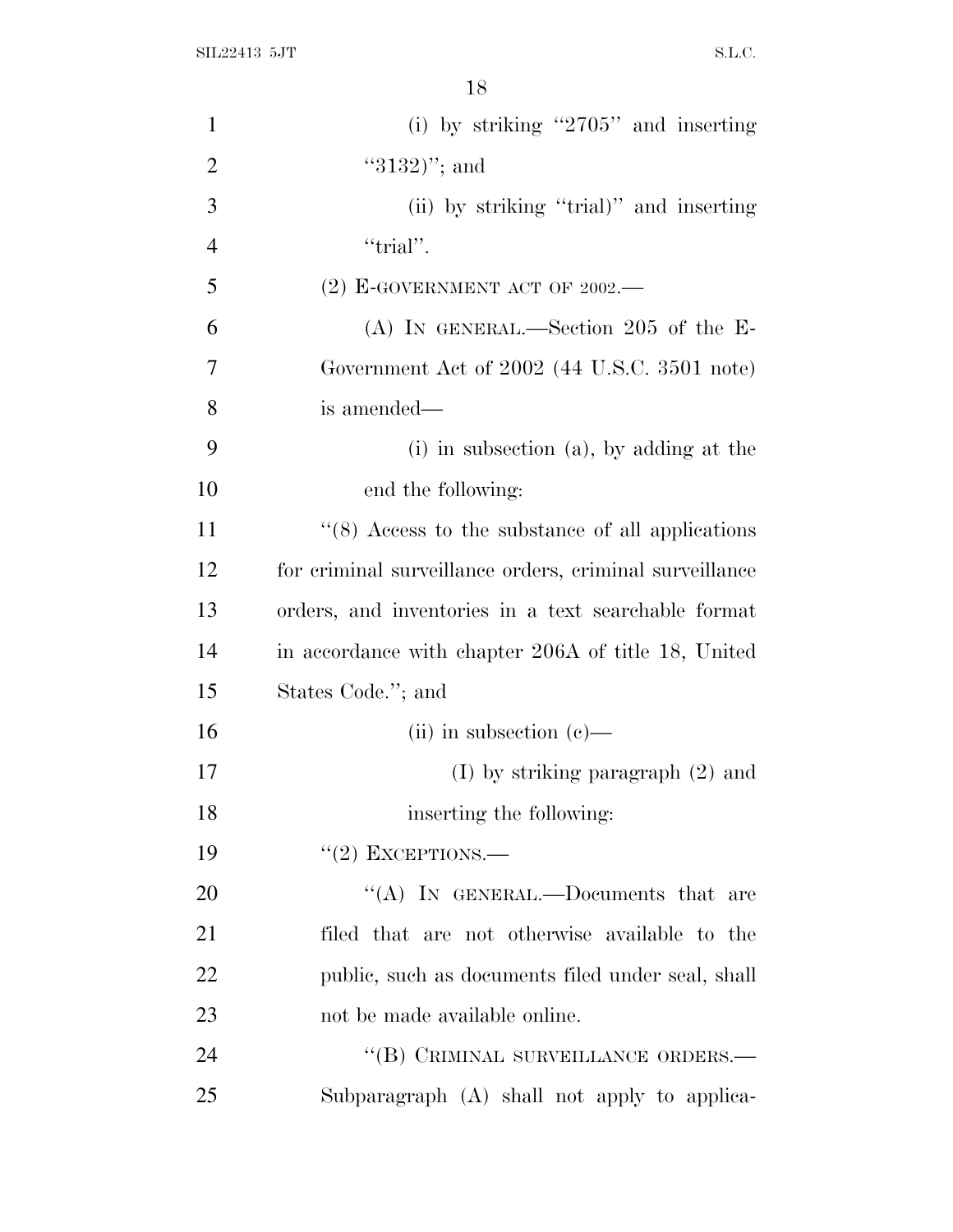(i) by striking "2705" and inserting "3132)"; and

(ii) by striking "trial)" and inserting "trial".

(2) E-GOVERNMENT ACT OF 2002.—

(A) IN GENERAL.—Section 205 of the E-Government Act of 2002 (44 U.S.C. 3501 note) is amended—

(i) in subsection (a), by adding at the end the following:

"(8) Access to the substance of all applications for criminal surveillance orders, criminal surveillance orders, and inventories in a text searchable format in accordance with chapter 206A of title 18, United States Code."; and

(ii) in subsection (c)—

(I) by striking paragraph (2) and inserting the following:

"(2) EXCEPTIONS.—

"(A) IN GENERAL.—Documents that are filed that are not otherwise available to the public, such as documents filed under seal, shall not be made available online.

"(B) CRIMINAL SURVEILLANCE ORDERS.—Subparagraph (A) shall not apply to applica-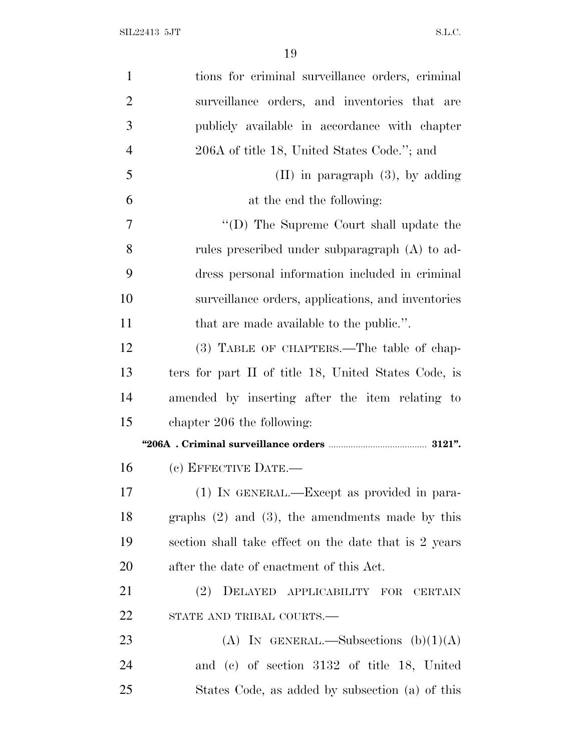tions for criminal surveillance orders, criminal surveillance orders, and inventories that are publicly available in accordance with chapter 206A of title 18, United States Code.''; and

(II) in paragraph (3), by adding at the end the following:

''(D) The Supreme Court shall update the rules prescribed under subparagraph (A) to address personal information included in criminal surveillance orders, applications, and inventories that are made available to the public.''.

(3) TABLE OF CHAPTERS.—The table of chapters for part II of title 18, United States Code, is amended by inserting after the item relating to chapter 206 the following:

**''206A . Criminal surveillance orders ........................................ 3121''.**

(c) EFFECTIVE DATE.—

(1) IN GENERAL.—Except as provided in paragraphs (2) and (3), the amendments made by this section shall take effect on the date that is 2 years after the date of enactment of this Act.

(2) DELAYED APPLICABILITY FOR CERTAIN STATE AND TRIBAL COURTS.—

(A) IN GENERAL.—Subsections (b)(1)(A) and (c) of section 3132 of title 18, United States Code, as added by subsection (a) of this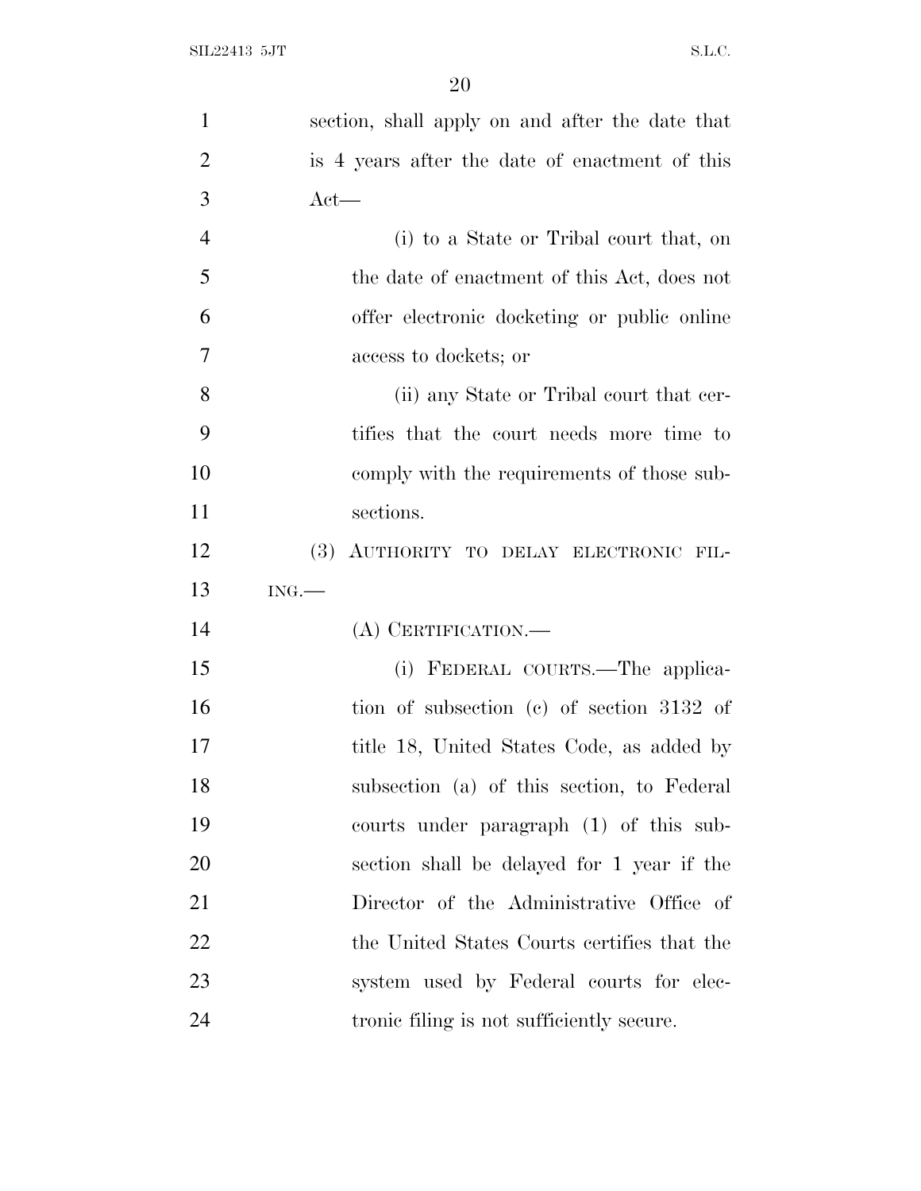section, shall apply on and after the date that is 4 years after the date of enactment of this Act—

(i) to a State or Tribal court that, on the date of enactment of this Act, does not offer electronic docketing or public online access to dockets; or

(ii) any State or Tribal court that certifies that the court needs more time to comply with the requirements of those subsections.

(3) AUTHORITY TO DELAY ELECTRONIC FILING.—

(A) CERTIFICATION.—

(i) FEDERAL COURTS.—The application of subsection (c) of section 3132 of title 18, United States Code, as added by subsection (a) of this section, to Federal courts under paragraph (1) of this subsection shall be delayed for 1 year if the Director of the Administrative Office of the United States Courts certifies that the system used by Federal courts for electronic filing is not sufficiently secure.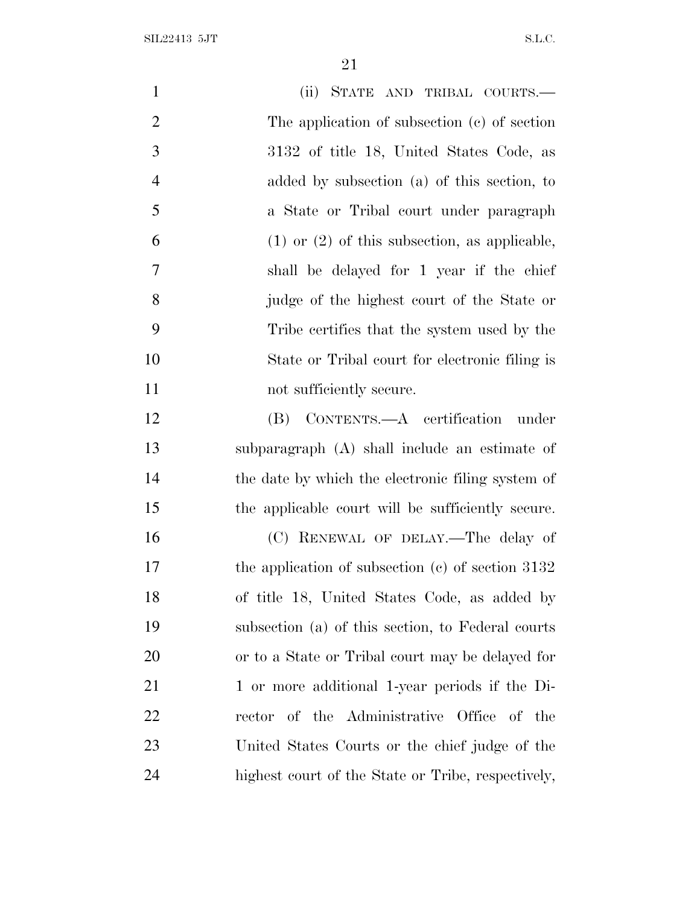(ii) STATE AND TRIBAL COURTS.—The application of subsection (c) of section 3132 of title 18, United States Code, as added by subsection (a) of this section, to a State or Tribal court under paragraph (1) or (2) of this subsection, as applicable, shall be delayed for 1 year if the chief judge of the highest court of the State or Tribe certifies that the system used by the State or Tribal court for electronic filing is not sufficiently secure.

(B) CONTENTS.—A certification under subparagraph (A) shall include an estimate of the date by which the electronic filing system of the applicable court will be sufficiently secure.

(C) RENEWAL OF DELAY.—The delay of the application of subsection (c) of section 3132 of title 18, United States Code, as added by subsection (a) of this section, to Federal courts or to a State or Tribal court may be delayed for 1 or more additional 1-year periods if the Director of the Administrative Office of the United States Courts or the chief judge of the highest court of the State or Tribe, respectively,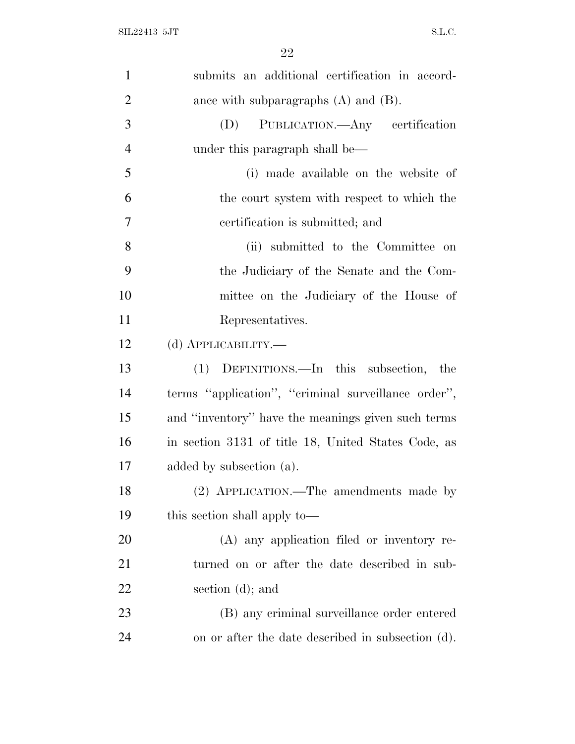submits an additional certification in accordance with subparagraphs (A) and (B).

(D) PUBLICATION.—Any certification under this paragraph shall be—

(i) made available on the website of the court system with respect to which the certification is submitted; and

(ii) submitted to the Committee on the Judiciary of the Senate and the Committee on the Judiciary of the House of Representatives.

(d) APPLICABILITY.—

(1) DEFINITIONS.—In this subsection, the terms "application", "criminal surveillance order", and "inventory" have the meanings given such terms in section 3131 of title 18, United States Code, as added by subsection (a).

(2) APPLICATION.—The amendments made by this section shall apply to—

(A) any application filed or inventory returned on or after the date described in subsection (d); and

(B) any criminal surveillance order entered on or after the date described in subsection (d).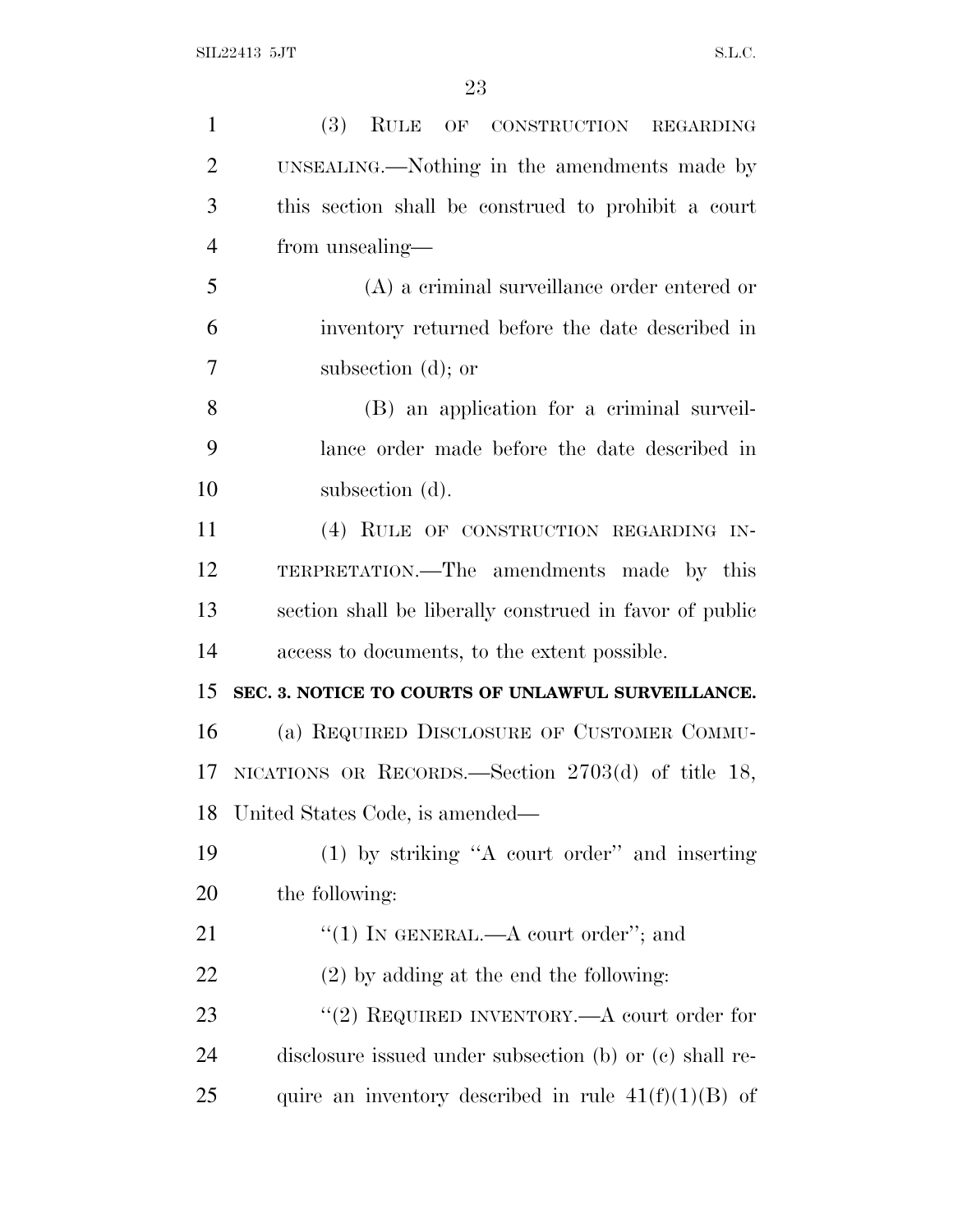(3) RULE OF CONSTRUCTION REGARDING UNSEALING.—Nothing in the amendments made by this section shall be construed to prohibit a court from unsealing—

(A) a criminal surveillance order entered or inventory returned before the date described in subsection (d); or

(B) an application for a criminal surveillance order made before the date described in subsection (d).

(4) RULE OF CONSTRUCTION REGARDING INTERPRETATION.—The amendments made by this section shall be liberally construed in favor of public access to documents, to the extent possible.

**SEC. 3. NOTICE TO COURTS OF UNLAWFUL SURVEILLANCE.**

(a) REQUIRED DISCLOSURE OF CUSTOMER COMMUNICATIONS OR RECORDS.—Section 2703(d) of title 18, United States Code, is amended—

(1) by striking ''A court order'' and inserting the following:

''(1) IN GENERAL.—A court order''; and

(2) by adding at the end the following:

''(2) REQUIRED INVENTORY.—A court order for disclosure issued under subsection (b) or (c) shall require an inventory described in rule 41(f)(1)(B) of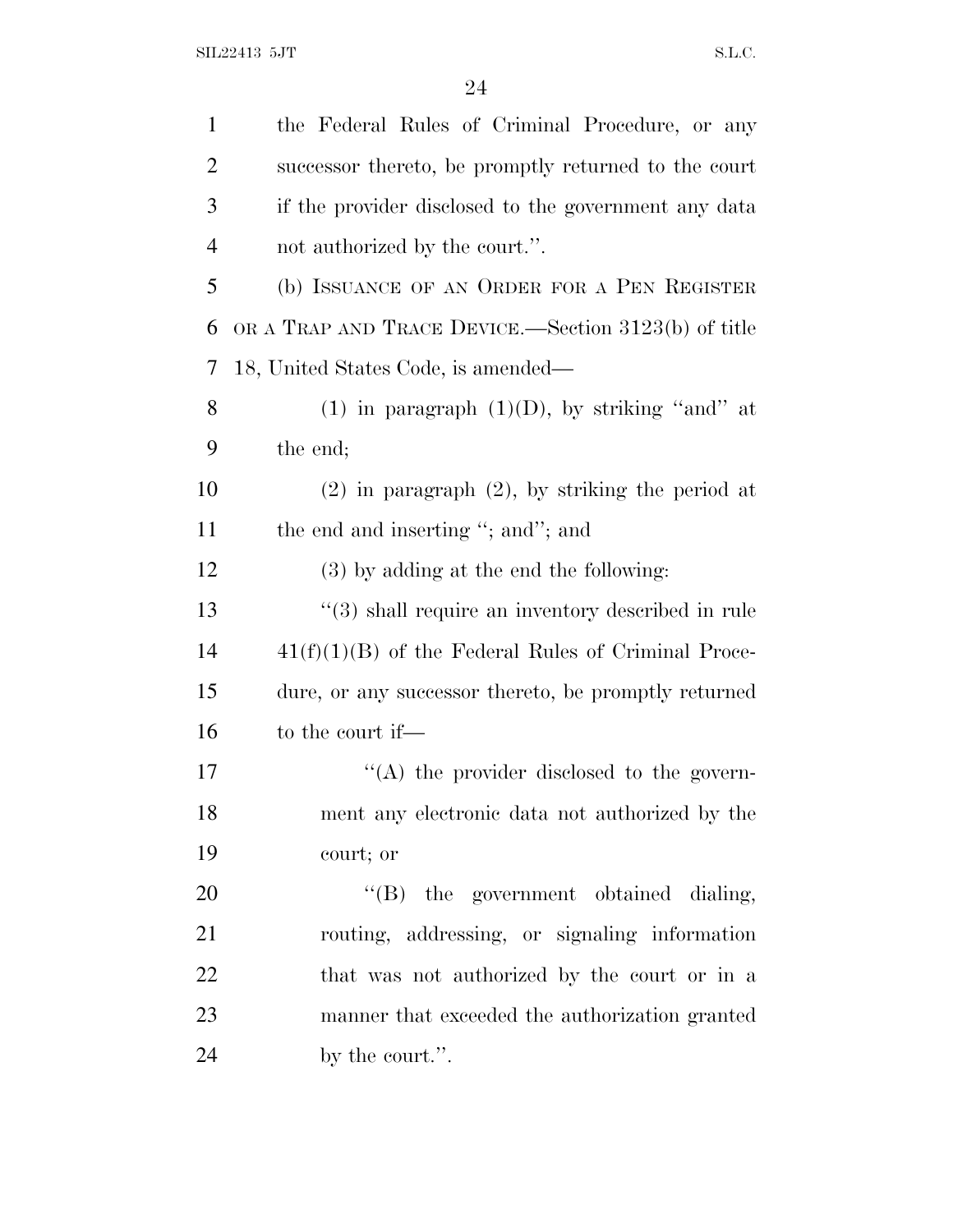the Federal Rules of Criminal Procedure, or any successor thereto, be promptly returned to the court if the provider disclosed to the government any data not authorized by the court.''.

(b) ISSUANCE OF AN ORDER FOR A PEN REGISTER OR A TRAP AND TRACE DEVICE.—Section 3123(b) of title 18, United States Code, is amended—

(1) in paragraph (1)(D), by striking ''and'' at the end;

(2) in paragraph (2), by striking the period at the end and inserting ''; and''; and

(3) by adding at the end the following:

''(3) shall require an inventory described in rule 41(f)(1)(B) of the Federal Rules of Criminal Procedure, or any successor thereto, be promptly returned to the court if—

''(A) the provider disclosed to the government any electronic data not authorized by the court; or

''(B) the government obtained dialing, routing, addressing, or signaling information that was not authorized by the court or in a manner that exceeded the authorization granted by the court.''.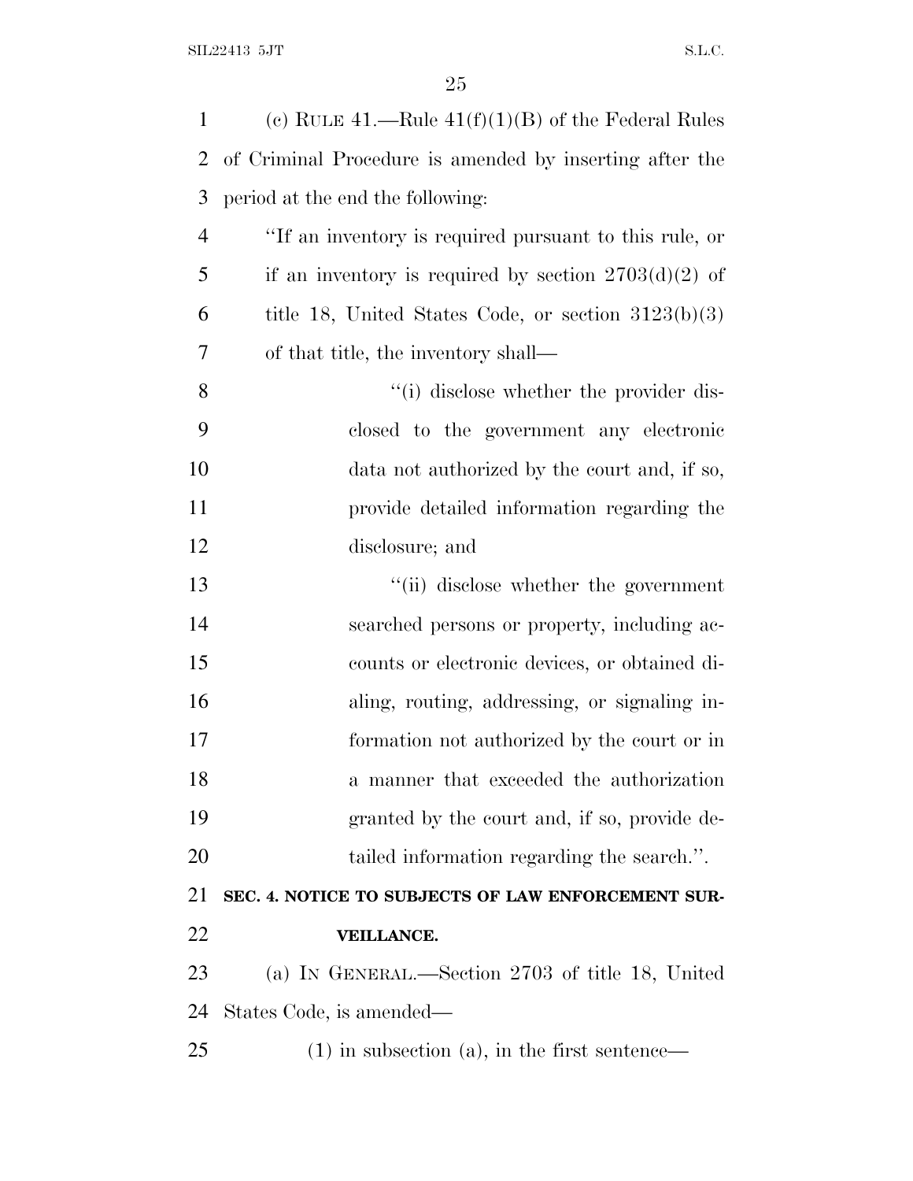(c) RULE 41.—Rule 41(f)(1)(B) of the Federal Rules of Criminal Procedure is amended by inserting after the period at the end the following:

"If an inventory is required pursuant to this rule, or if an inventory is required by section 2703(d)(2) of title 18, United States Code, or section 3123(b)(3) of that title, the inventory shall—

"(i) disclose whether the provider disclosed to the government any electronic data not authorized by the court and, if so, provide detailed information regarding the disclosure; and

"(ii) disclose whether the government searched persons or property, including accounts or electronic devices, or obtained dialing, routing, addressing, or signaling information not authorized by the court or in a manner that exceeded the authorization granted by the court and, if so, provide detailed information regarding the search.".

**SEC. 4. NOTICE TO SUBJECTS OF LAW ENFORCEMENT SURVEILLANCE.**

(a) IN GENERAL.—Section 2703 of title 18, United States Code, is amended—

(1) in subsection (a), in the first sentence—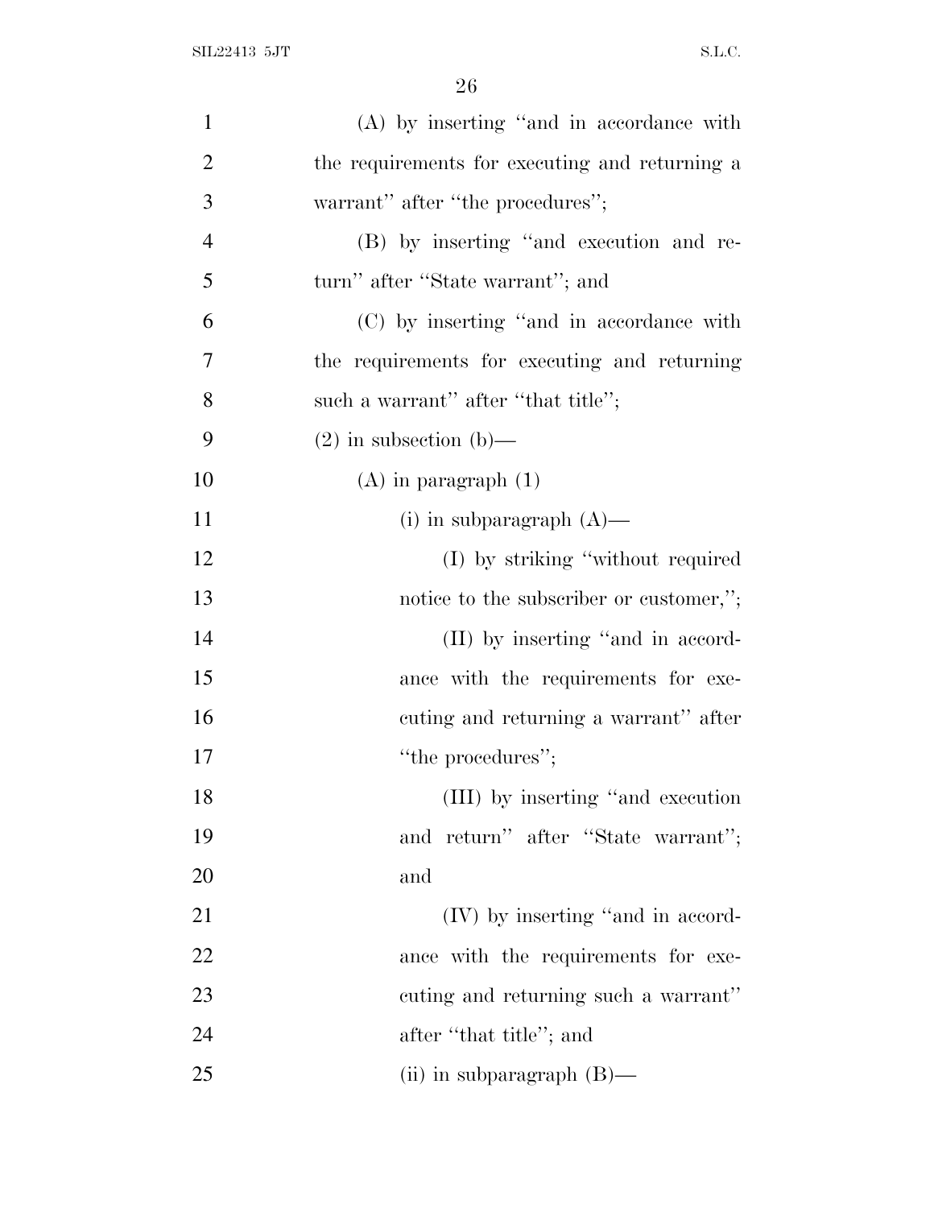(A) by inserting ''and in accordance with the requirements for executing and returning a warrant'' after ''the procedures'';

(B) by inserting ''and execution and return'' after ''State warrant''; and

(C) by inserting ''and in accordance with the requirements for executing and returning such a warrant'' after ''that title'';

(2) in subsection (b)—

(A) in paragraph (1)

(i) in subparagraph (A)—

(I) by striking ''without required notice to the subscriber or customer,'';

(II) by inserting ''and in accordance with the requirements for executing and returning a warrant'' after ''the procedures'';

(III) by inserting ''and execution and return'' after ''State warrant''; and

(IV) by inserting ''and in accordance with the requirements for executing and returning such a warrant'' after ''that title''; and

(ii) in subparagraph (B)—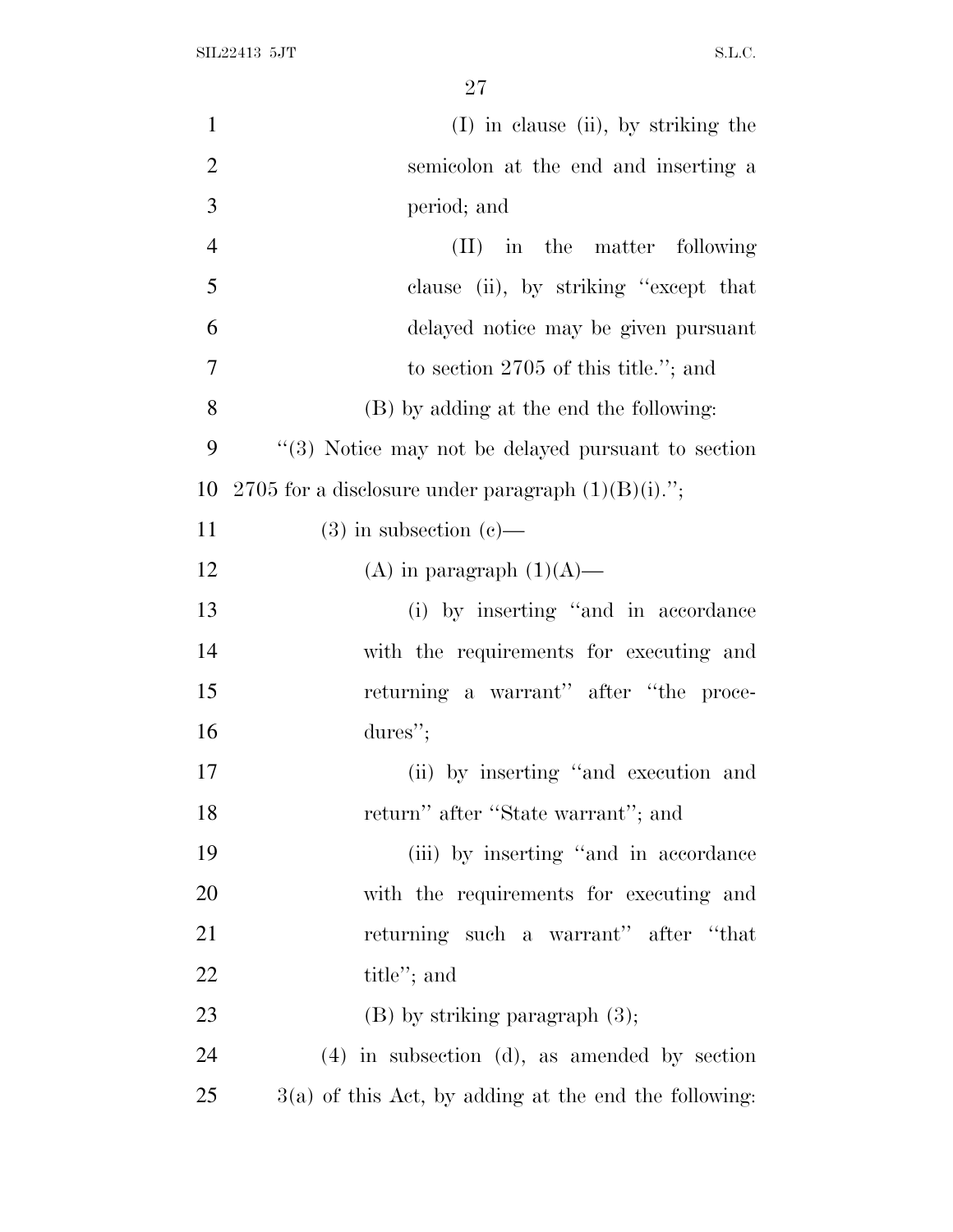(I) in clause (ii), by striking the semicolon at the end and inserting a period; and

(II) in the matter following clause (ii), by striking "except that delayed notice may be given pursuant to section 2705 of this title."; and

(B) by adding at the end the following:

"(3) Notice may not be delayed pursuant to section 2705 for a disclosure under paragraph (1)(B)(i).";

(3) in subsection (c)—

(A) in paragraph (1)(A)—

(i) by inserting "and in accordance with the requirements for executing and returning a warrant" after "the procedures";

(ii) by inserting "and execution and return" after "State warrant"; and

(iii) by inserting "and in accordance with the requirements for executing and returning such a warrant" after "that title"; and

(B) by striking paragraph (3);

(4) in subsection (d), as amended by section 3(a) of this Act, by adding at the end the following: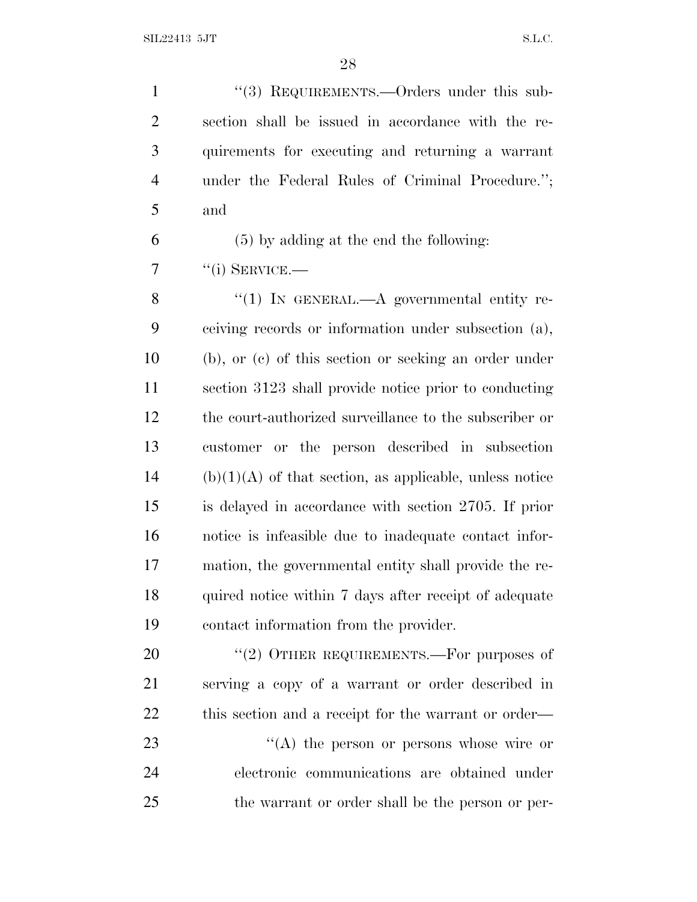"(3) REQUIREMENTS.—Orders under this subsection shall be issued in accordance with the requirements for executing and returning a warrant under the Federal Rules of Criminal Procedure."; and

(5) by adding at the end the following:

"(i) SERVICE.—

"(1) IN GENERAL.—A governmental entity receiving records or information under subsection (a), (b), or (c) of this section or seeking an order under section 3123 shall provide notice prior to conducting the court-authorized surveillance to the subscriber or customer or the person described in subsection (b)(1)(A) of that section, as applicable, unless notice is delayed in accordance with section 2705. If prior notice is infeasible due to inadequate contact information, the governmental entity shall provide the required notice within 7 days after receipt of adequate contact information from the provider.

"(2) OTHER REQUIREMENTS.—For purposes of serving a copy of a warrant or order described in this section and a receipt for the warrant or order—

"(A) the person or persons whose wire or electronic communications are obtained under the warrant or order shall be the person or per-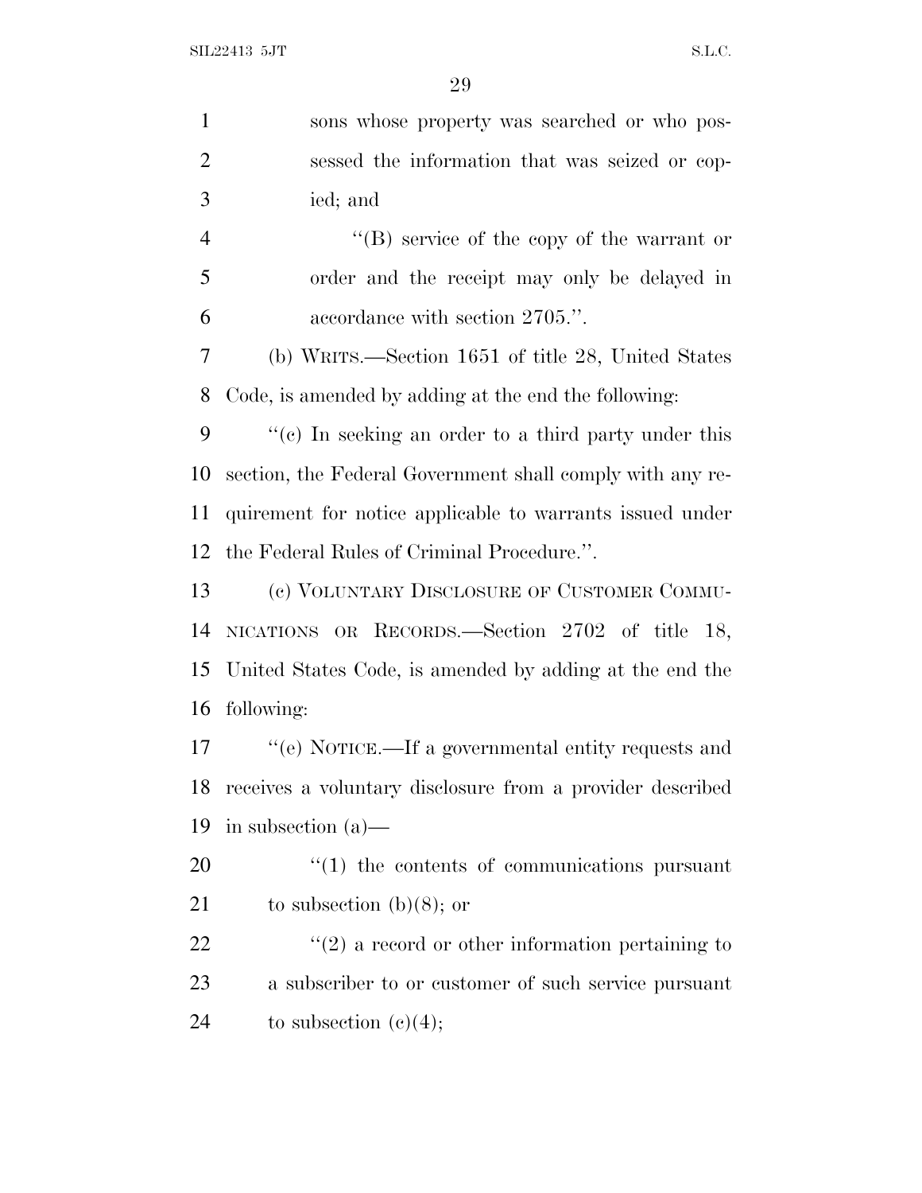sons whose property was searched or who possessed the information that was seized or copied; and

"(B) service of the copy of the warrant or order and the receipt may only be delayed in accordance with section 2705.".

(b) WRITS.—Section 1651 of title 28, United States Code, is amended by adding at the end the following:

"(c) In seeking an order to a third party under this section, the Federal Government shall comply with any requirement for notice applicable to warrants issued under the Federal Rules of Criminal Procedure.".

(c) VOLUNTARY DISCLOSURE OF CUSTOMER COMMUNICATIONS OR RECORDS.—Section 2702 of title 18, United States Code, is amended by adding at the end the following:

"(e) NOTICE.—If a governmental entity requests and receives a voluntary disclosure from a provider described in subsection (a)—

"(1) the contents of communications pursuant to subsection (b)(8); or

"(2) a record or other information pertaining to a subscriber to or customer of such service pursuant to subsection (c)(4);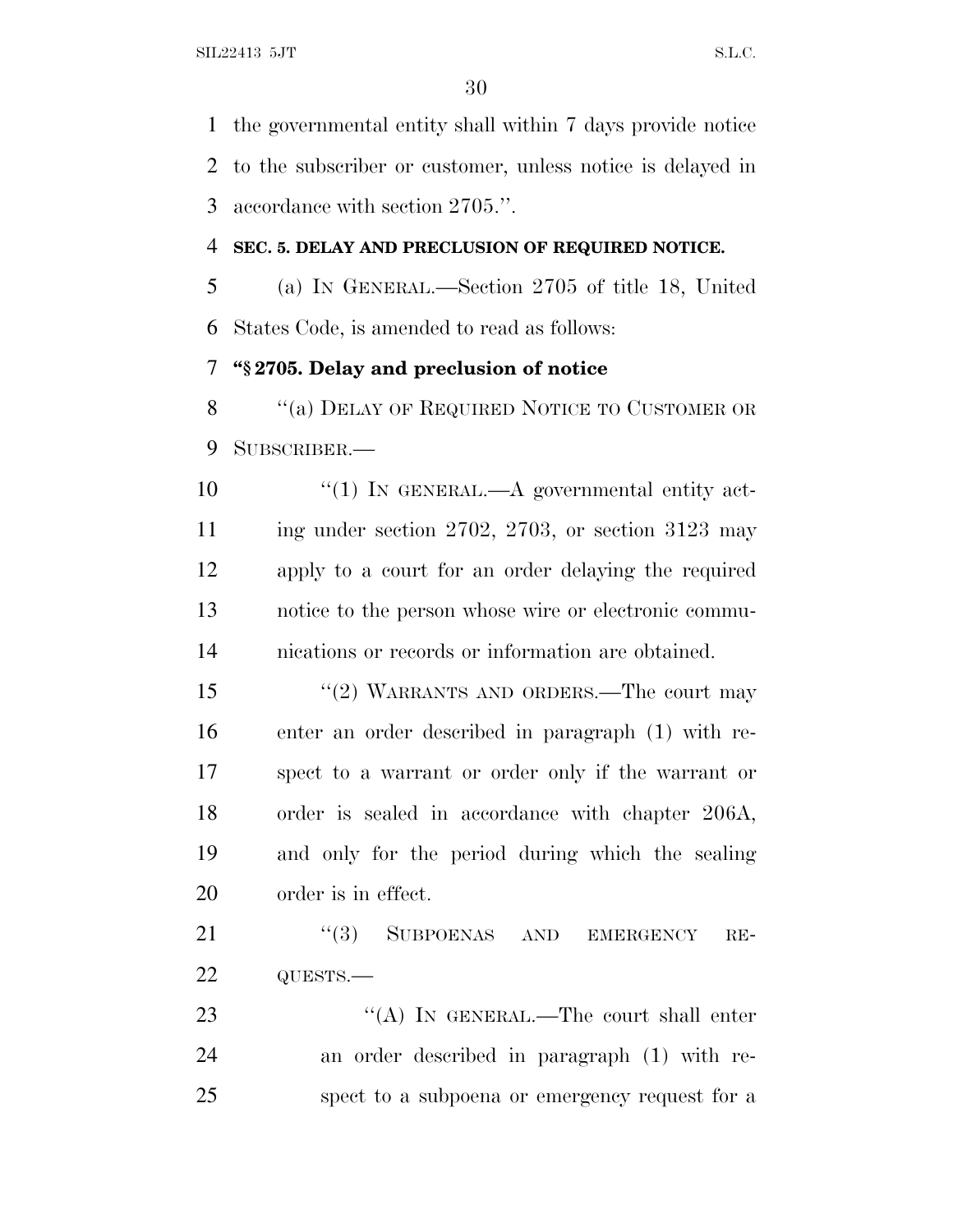the governmental entity shall within 7 days provide notice to the subscriber or customer, unless notice is delayed in accordance with section 2705.''.

**SEC. 5. DELAY AND PRECLUSION OF REQUIRED NOTICE.**

(a) IN GENERAL.—Section 2705 of title 18, United States Code, is amended to read as follows:

**''§ 2705. Delay and preclusion of notice**

''(a) DELAY OF REQUIRED NOTICE TO CUSTOMER OR SUBSCRIBER.—

''(1) IN GENERAL.—A governmental entity acting under section 2702, 2703, or section 3123 may apply to a court for an order delaying the required notice to the person whose wire or electronic communications or records or information are obtained.

''(2) WARRANTS AND ORDERS.—The court may enter an order described in paragraph (1) with respect to a warrant or order only if the warrant or order is sealed in accordance with chapter 206A, and only for the period during which the sealing order is in effect.

''(3) SUBPOENAS AND EMERGENCY REQUESTS.—

''(A) IN GENERAL.—The court shall enter an order described in paragraph (1) with respect to a subpoena or emergency request for a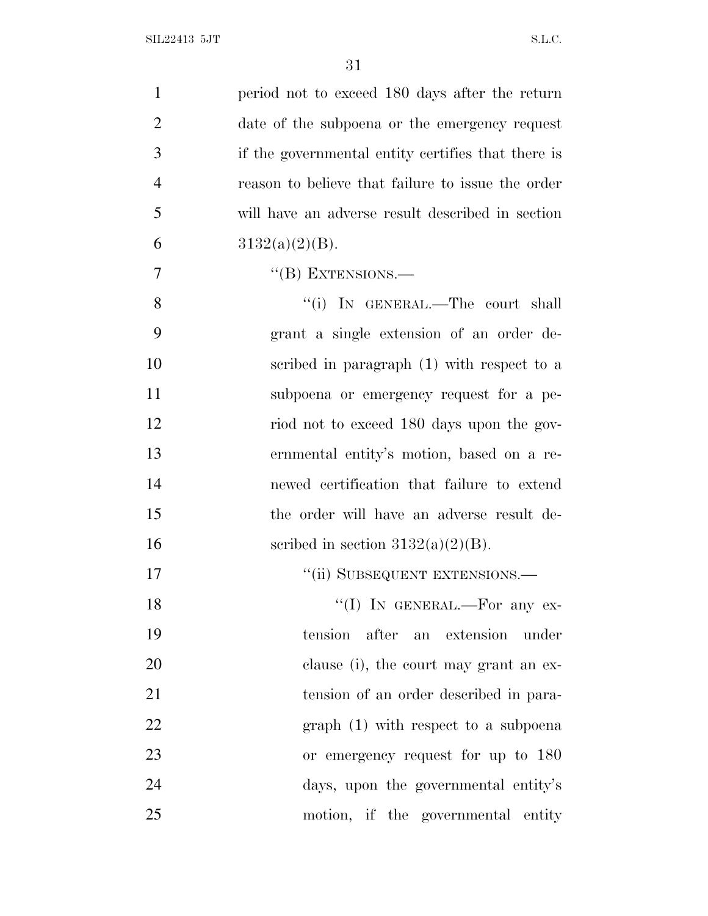period not to exceed 180 days after the return date of the subpoena or the emergency request if the governmental entity certifies that there is reason to believe that failure to issue the order will have an adverse result described in section 3132(a)(2)(B).

"(B) EXTENSIONS.—

"(i) IN GENERAL.—The court shall grant a single extension of an order described in paragraph (1) with respect to a subpoena or emergency request for a period not to exceed 180 days upon the governmental entity's motion, based on a renewed certification that failure to extend the order will have an adverse result described in section 3132(a)(2)(B).

"(ii) SUBSEQUENT EXTENSIONS.—

"(I) IN GENERAL.—For any extension after an extension under clause (i), the court may grant an extension of an order described in paragraph (1) with respect to a subpoena or emergency request for up to 180 days, upon the governmental entity's motion, if the governmental entity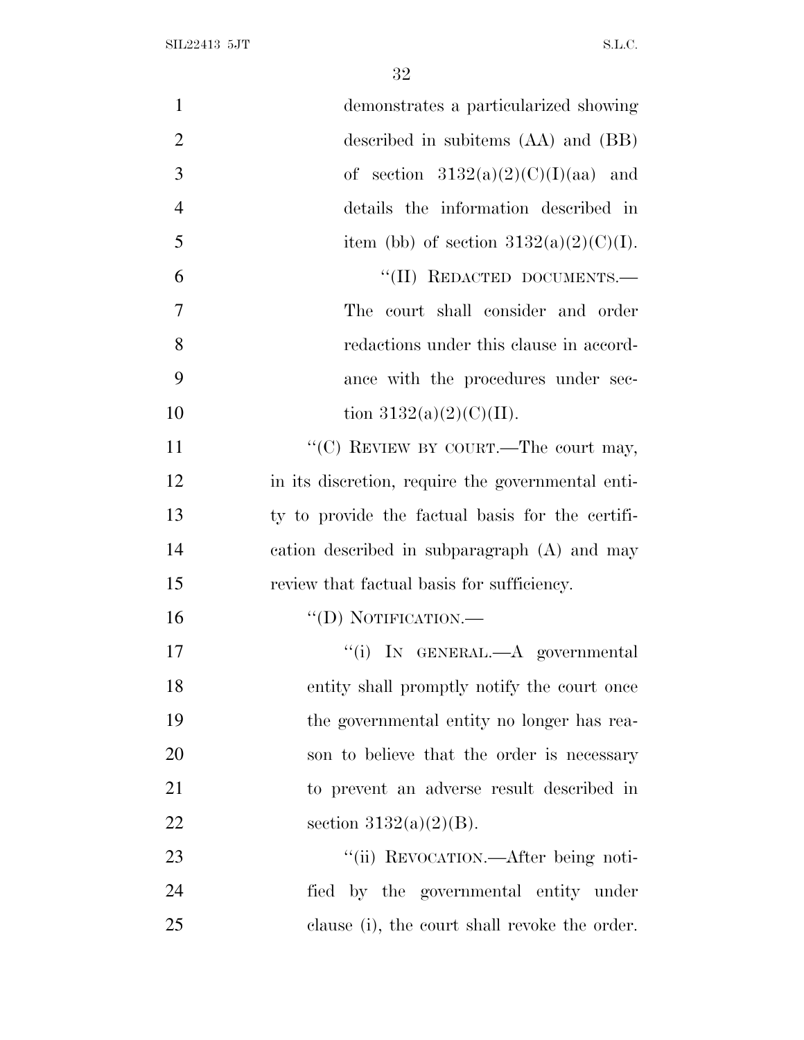demonstrates a particularized showing described in subitems (AA) and (BB) of section 3132(a)(2)(C)(I)(aa) and details the information described in item (bb) of section 3132(a)(2)(C)(I).

"(II) REDACTED DOCUMENTS.—The court shall consider and order redactions under this clause in accordance with the procedures under section 3132(a)(2)(C)(II).

"(C) REVIEW BY COURT.—The court may, in its discretion, require the governmental entity to provide the factual basis for the certification described in subparagraph (A) and may review that factual basis for sufficiency.

"(D) NOTIFICATION.—

"(i) IN GENERAL.—A governmental entity shall promptly notify the court once the governmental entity no longer has reason to believe that the order is necessary to prevent an adverse result described in section 3132(a)(2)(B).

"(ii) REVOCATION.—After being notified by the governmental entity under clause (i), the court shall revoke the order.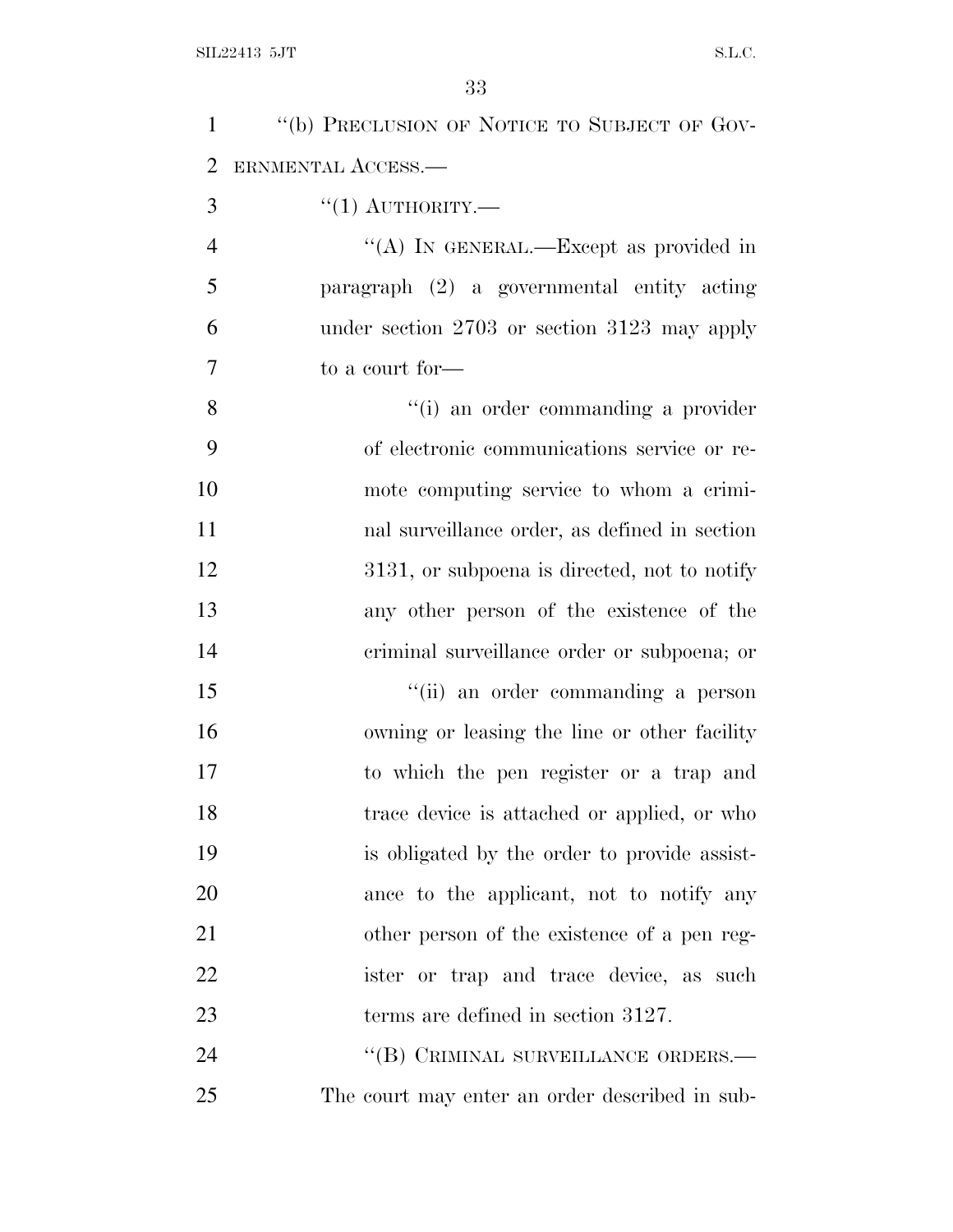"(b) PRECLUSION OF NOTICE TO SUBJECT OF GOVERNMENTAL ACCESS.—

"(1) AUTHORITY.—

"(A) IN GENERAL.—Except as provided in paragraph (2) a governmental entity acting under section 2703 or section 3123 may apply to a court for—

"(i) an order commanding a provider of electronic communications service or remote computing service to whom a criminal surveillance order, as defined in section 3131, or subpoena is directed, not to notify any other person of the existence of the criminal surveillance order or subpoena; or

"(ii) an order commanding a person owning or leasing the line or other facility to which the pen register or a trap and trace device is attached or applied, or who is obligated by the order to provide assistance to the applicant, not to notify any other person of the existence of a pen register or trap and trace device, as such terms are defined in section 3127.

"(B) CRIMINAL SURVEILLANCE ORDERS.—The court may enter an order described in sub-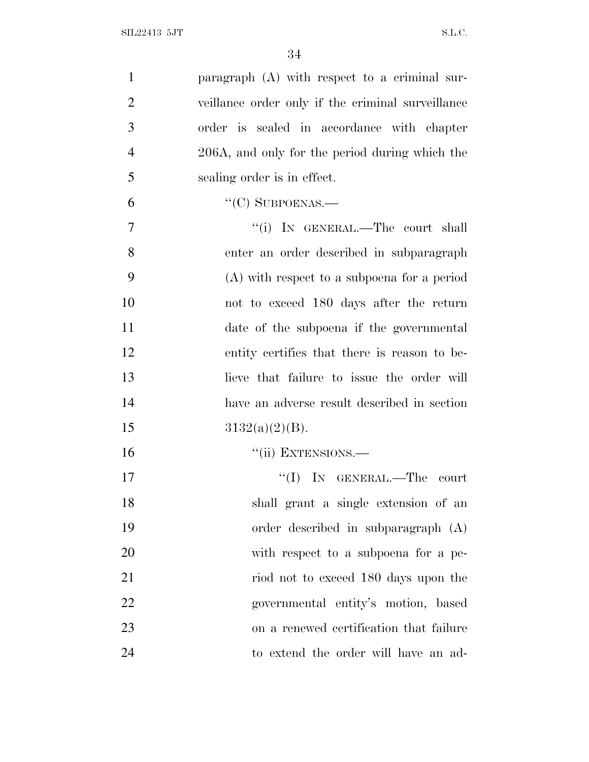paragraph (A) with respect to a criminal surveillance order only if the criminal surveillance order is sealed in accordance with chapter 206A, and only for the period during which the sealing order is in effect.

"(C) SUBPOENAS.—

"(i) IN GENERAL.—The court shall enter an order described in subparagraph (A) with respect to a subpoena for a period not to exceed 180 days after the return date of the subpoena if the governmental entity certifies that there is reason to believe that failure to issue the order will have an adverse result described in section 3132(a)(2)(B).

"(ii) EXTENSIONS.—

"(I) IN GENERAL.—The court shall grant a single extension of an order described in subparagraph (A) with respect to a subpoena for a period not to exceed 180 days upon the governmental entity's motion, based on a renewed certification that failure to extend the order will have an ad-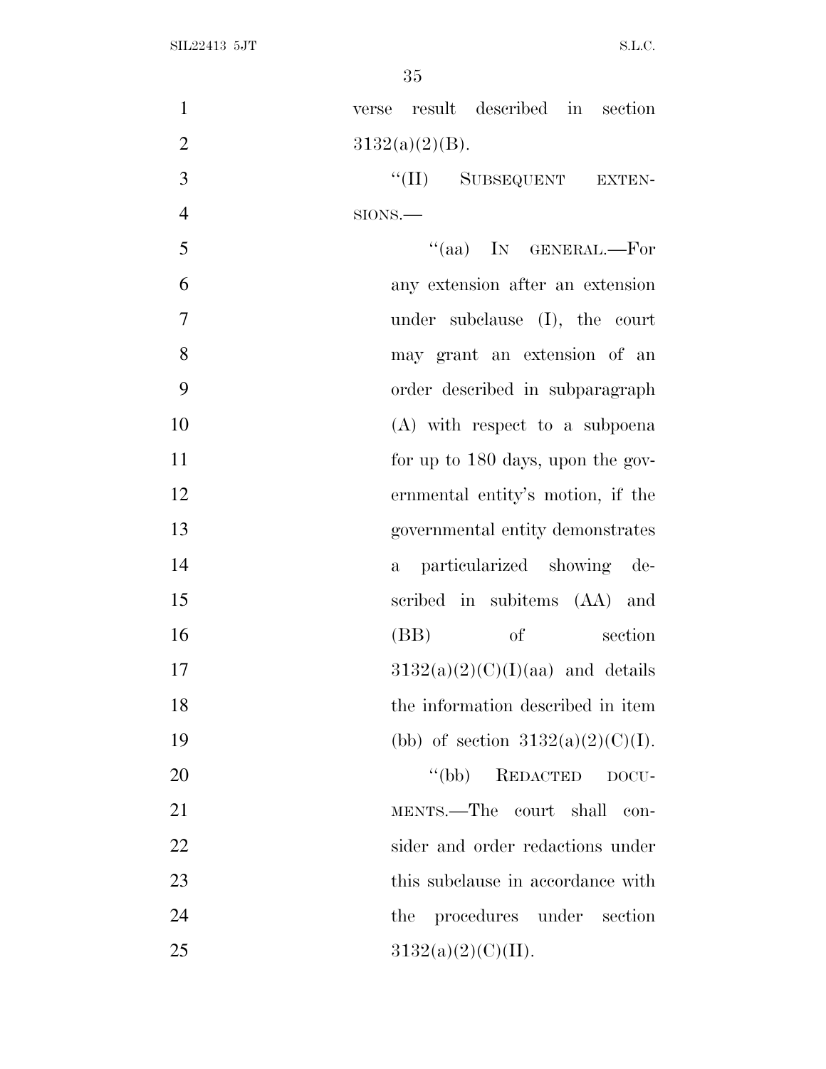verse result described in section 3132(a)(2)(B).

"(II) SUBSEQUENT EXTENSIONS.—

"(aa) IN GENERAL.—For any extension after an extension under subclause (I), the court may grant an extension of an order described in subparagraph (A) with respect to a subpoena for up to 180 days, upon the governmental entity's motion, if the governmental entity demonstrates a particularized showing described in subitems (AA) and (BB) of section 3132(a)(2)(C)(I)(aa) and details the information described in item (bb) of section 3132(a)(2)(C)(I).

"(bb) REDACTED DOCUMENTS.—The court shall consider and order redactions under this subclause in accordance with the procedures under section 3132(a)(2)(C)(II).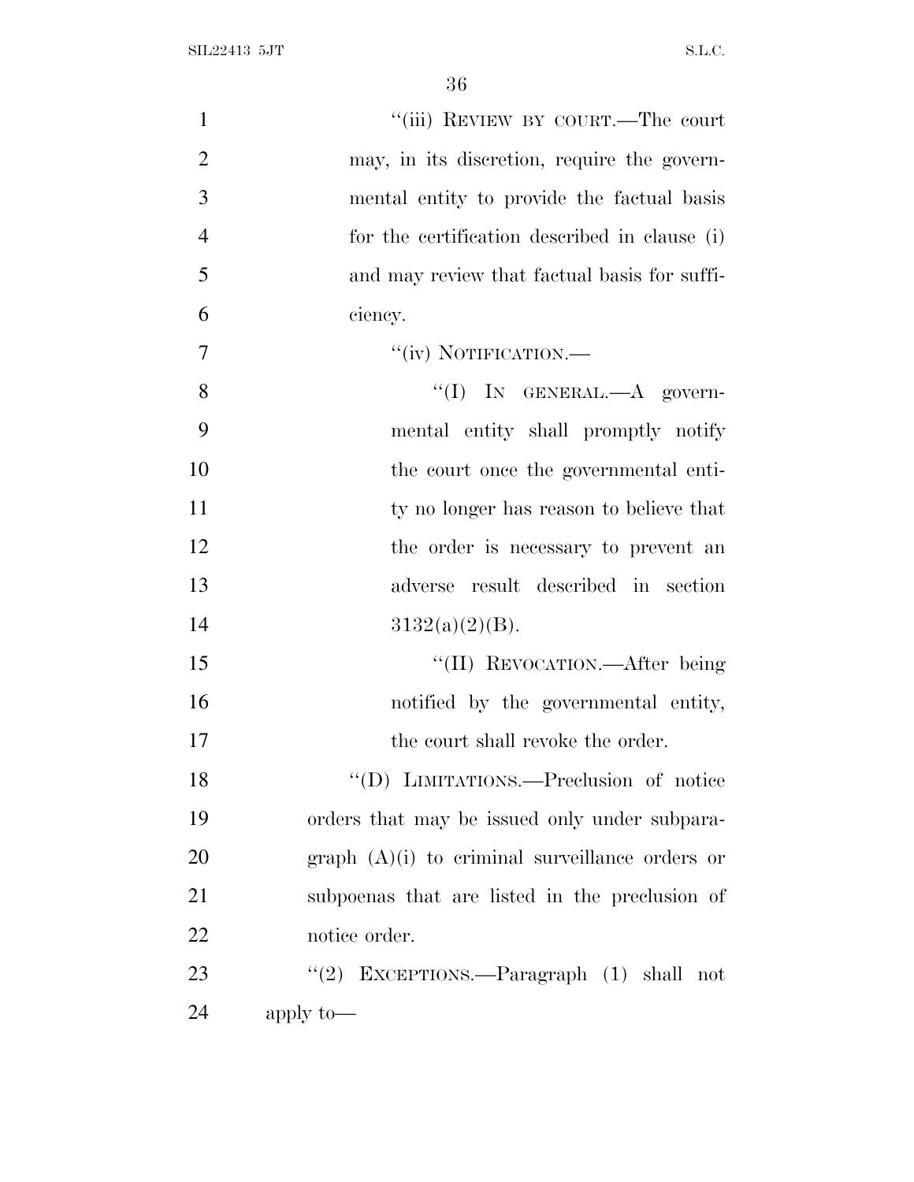"(iii) REVIEW BY COURT.—The court may, in its discretion, require the governmental entity to provide the factual basis for the certification described in clause (i) and may review that factual basis for sufficiency.

"(iv) NOTIFICATION.—

"(I) IN GENERAL.—A governmental entity shall promptly notify the court once the governmental entity no longer has reason to believe that the order is necessary to prevent an adverse result described in section 3132(a)(2)(B).

"(II) REVOCATION.—After being notified by the governmental entity, the court shall revoke the order.

"(D) LIMITATIONS.—Preclusion of notice orders that may be issued only under subparagraph (A)(i) to criminal surveillance orders or subpoenas that are listed in the preclusion of notice order.

"(2) EXCEPTIONS.—Paragraph (1) shall not apply to—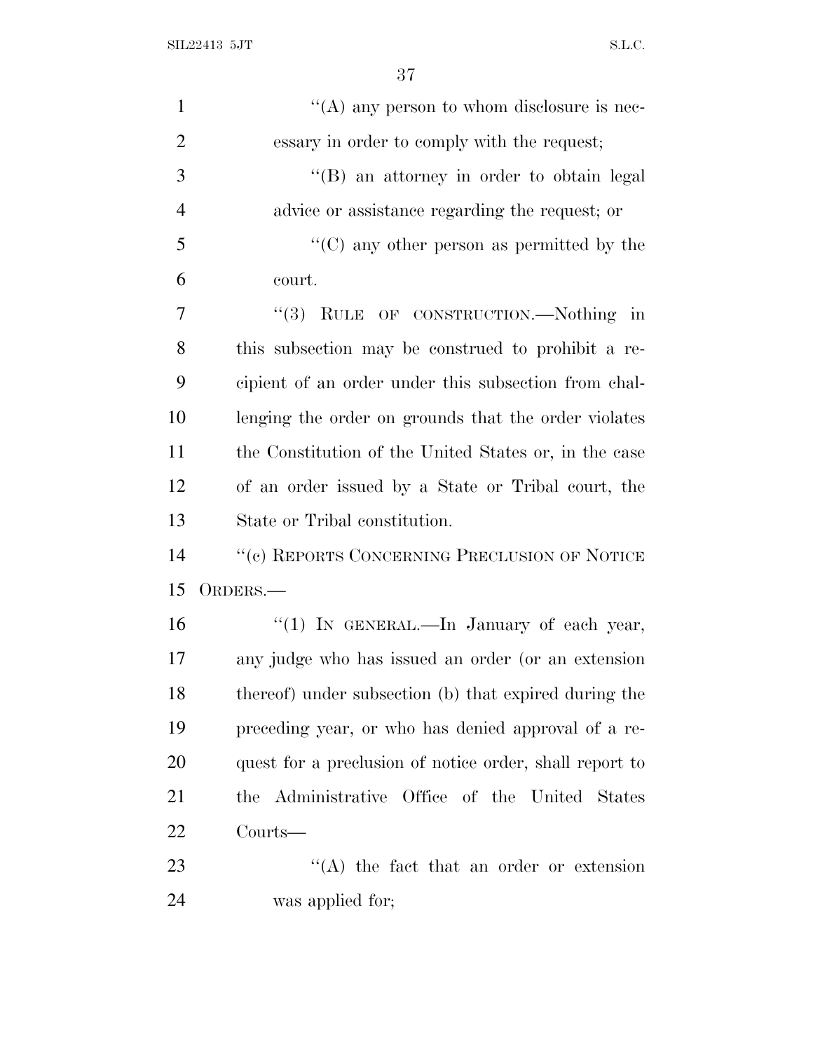''(A) any person to whom disclosure is necessary in order to comply with the request;

''(B) an attorney in order to obtain legal advice or assistance regarding the request; or

''(C) any other person as permitted by the court.

''(3) RULE OF CONSTRUCTION.—Nothing in this subsection may be construed to prohibit a recipient of an order under this subsection from challenging the order on grounds that the order violates the Constitution of the United States or, in the case of an order issued by a State or Tribal court, the State or Tribal constitution.

''(c) REPORTS CONCERNING PRECLUSION OF NOTICE ORDERS.—

''(1) IN GENERAL.—In January of each year, any judge who has issued an order (or an extension thereof) under subsection (b) that expired during the preceding year, or who has denied approval of a request for a preclusion of notice order, shall report to the Administrative Office of the United States Courts—

''(A) the fact that an order or extension was applied for;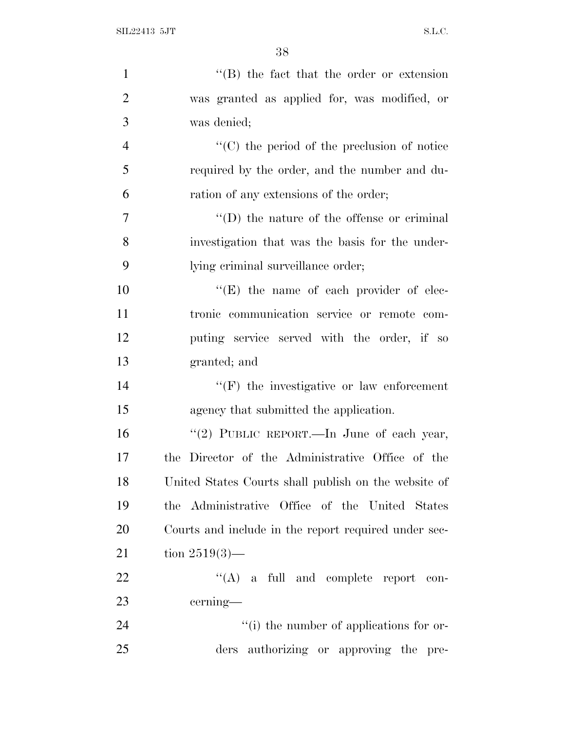''(B) the fact that the order or extension was granted as applied for, was modified, or was denied;

''(C) the period of the preclusion of notice required by the order, and the number and duration of any extensions of the order;

''(D) the nature of the offense or criminal investigation that was the basis for the underlying criminal surveillance order;

''(E) the name of each provider of electronic communication service or remote computing service served with the order, if so granted; and

''(F) the investigative or law enforcement agency that submitted the application.

''(2) PUBLIC REPORT.—In June of each year, the Director of the Administrative Office of the United States Courts shall publish on the website of the Administrative Office of the United States Courts and include in the report required under section 2519(3)—

''(A) a full and complete report concerning—

''(i) the number of applications for orders authorizing or approving the pre-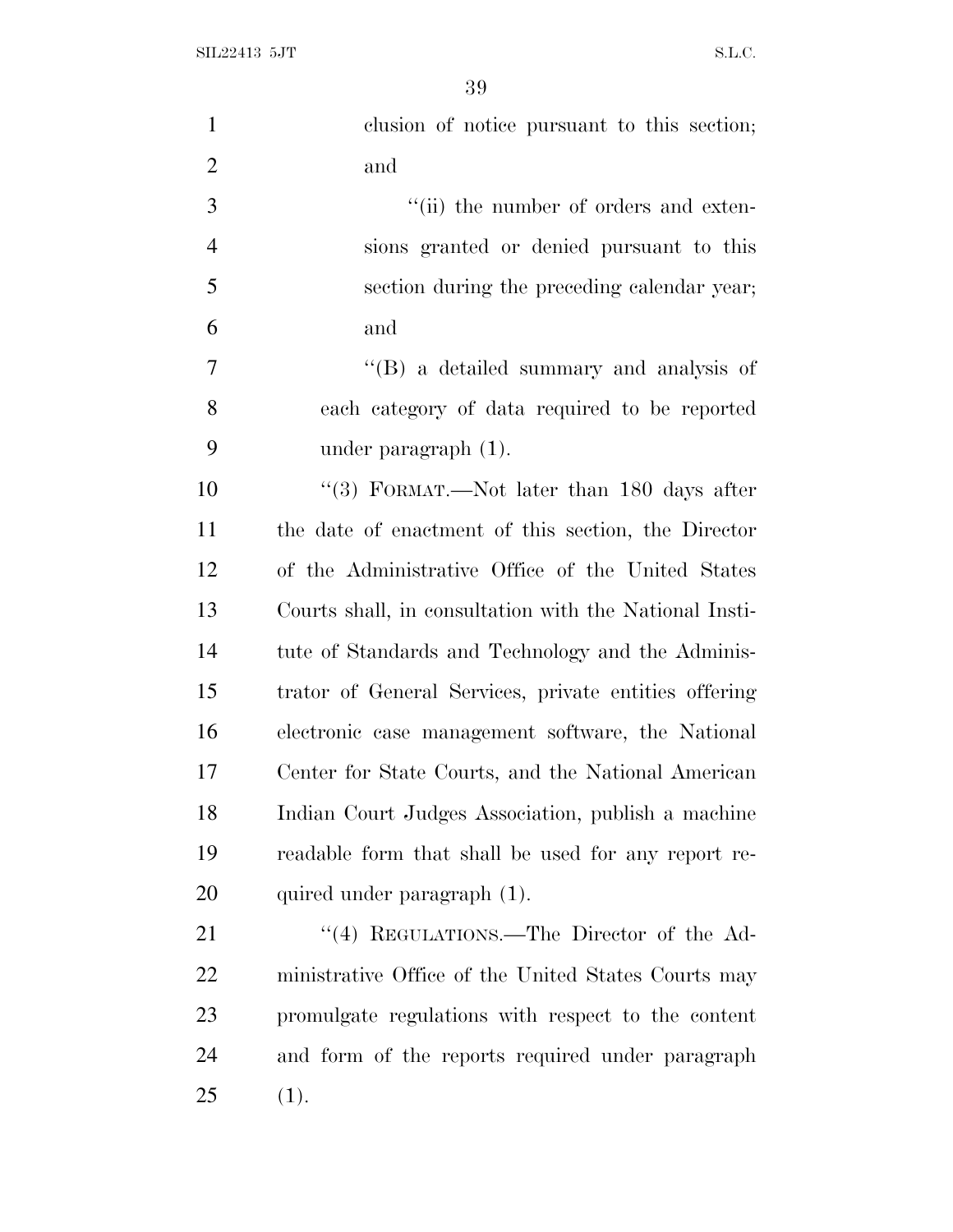clusion of notice pursuant to this section; and

''(ii) the number of orders and extensions granted or denied pursuant to this section during the preceding calendar year; and

''(B) a detailed summary and analysis of each category of data required to be reported under paragraph (1).

''(3) FORMAT.—Not later than 180 days after the date of enactment of this section, the Director of the Administrative Office of the United States Courts shall, in consultation with the National Institute of Standards and Technology and the Administrator of General Services, private entities offering electronic case management software, the National Center for State Courts, and the National American Indian Court Judges Association, publish a machine readable form that shall be used for any report required under paragraph (1).

''(4) REGULATIONS.—The Director of the Administrative Office of the United States Courts may promulgate regulations with respect to the content and form of the reports required under paragraph (1).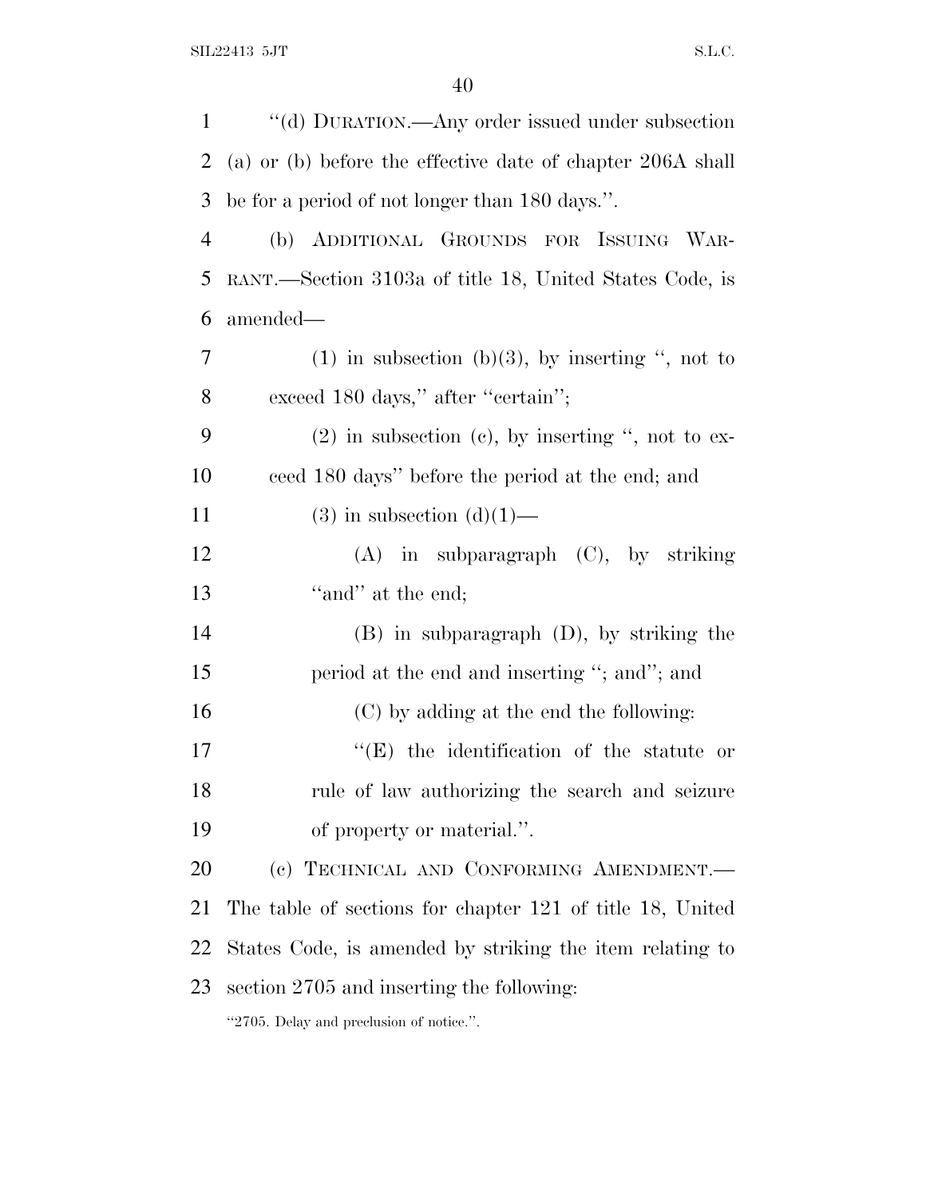"(d) DURATION.—Any order issued under subsection (a) or (b) before the effective date of chapter 206A shall be for a period of not longer than 180 days.".

(b) ADDITIONAL GROUNDS FOR ISSUING WARRANT.—Section 3103a of title 18, United States Code, is amended—

(1) in subsection (b)(3), by inserting ", not to exceed 180 days," after "certain";

(2) in subsection (c), by inserting ", not to exceed 180 days" before the period at the end; and

(3) in subsection (d)(1)—

(A) in subparagraph (C), by striking "and" at the end;

(B) in subparagraph (D), by striking the period at the end and inserting "; and"; and

(C) by adding at the end the following:

"(E) the identification of the statute or rule of law authorizing the search and seizure of property or material.".

(c) TECHNICAL AND CONFORMING AMENDMENT.—The table of sections for chapter 121 of title 18, United States Code, is amended by striking the item relating to section 2705 and inserting the following:

"2705. Delay and preclusion of notice.".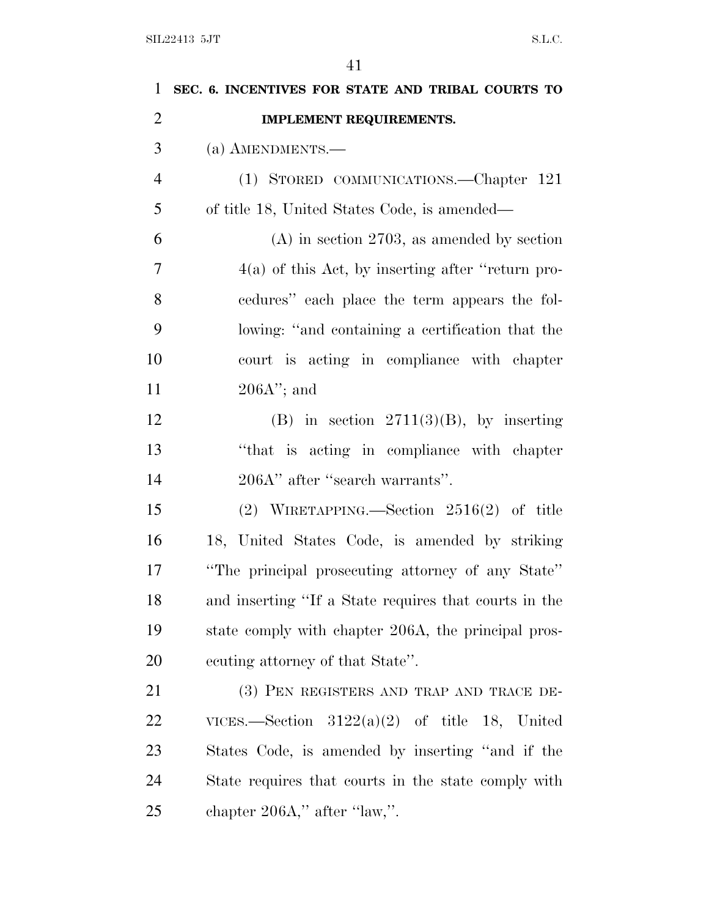**SEC. 6. INCENTIVES FOR STATE AND TRIBAL COURTS TO IMPLEMENT REQUIREMENTS.**

(a) AMENDMENTS.—

(1) STORED COMMUNICATIONS.—Chapter 121 of title 18, United States Code, is amended—

(A) in section 2703, as amended by section 4(a) of this Act, by inserting after ''return procedures'' each place the term appears the following: ''and containing a certification that the court is acting in compliance with chapter 206A''; and

(B) in section 2711(3)(B), by inserting ''that is acting in compliance with chapter 206A'' after ''search warrants''.

(2) WIRETAPPING.—Section 2516(2) of title 18, United States Code, is amended by striking ''The principal prosecuting attorney of any State'' and inserting ''If a State requires that courts in the state comply with chapter 206A, the principal prosecuting attorney of that State''.

(3) PEN REGISTERS AND TRAP AND TRACE DEVICES.—Section 3122(a)(2) of title 18, United States Code, is amended by inserting ''and if the State requires that courts in the state comply with chapter 206A,'' after ''law,''.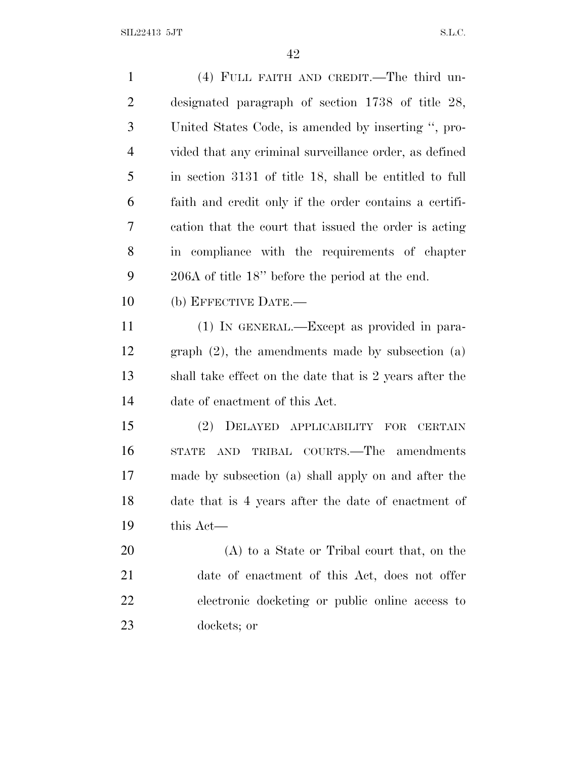(4) FULL FAITH AND CREDIT.—The third undesignated paragraph of section 1738 of title 28, United States Code, is amended by inserting ", provided that any criminal surveillance order, as defined in section 3131 of title 18, shall be entitled to full faith and credit only if the order contains a certification that the court that issued the order is acting in compliance with the requirements of chapter 206A of title 18" before the period at the end.

(b) EFFECTIVE DATE.—

(1) IN GENERAL.—Except as provided in paragraph (2), the amendments made by subsection (a) shall take effect on the date that is 2 years after the date of enactment of this Act.

(2) DELAYED APPLICABILITY FOR CERTAIN STATE AND TRIBAL COURTS.—The amendments made by subsection (a) shall apply on and after the date that is 4 years after the date of enactment of this Act—

(A) to a State or Tribal court that, on the date of enactment of this Act, does not offer electronic docketing or public online access to dockets; or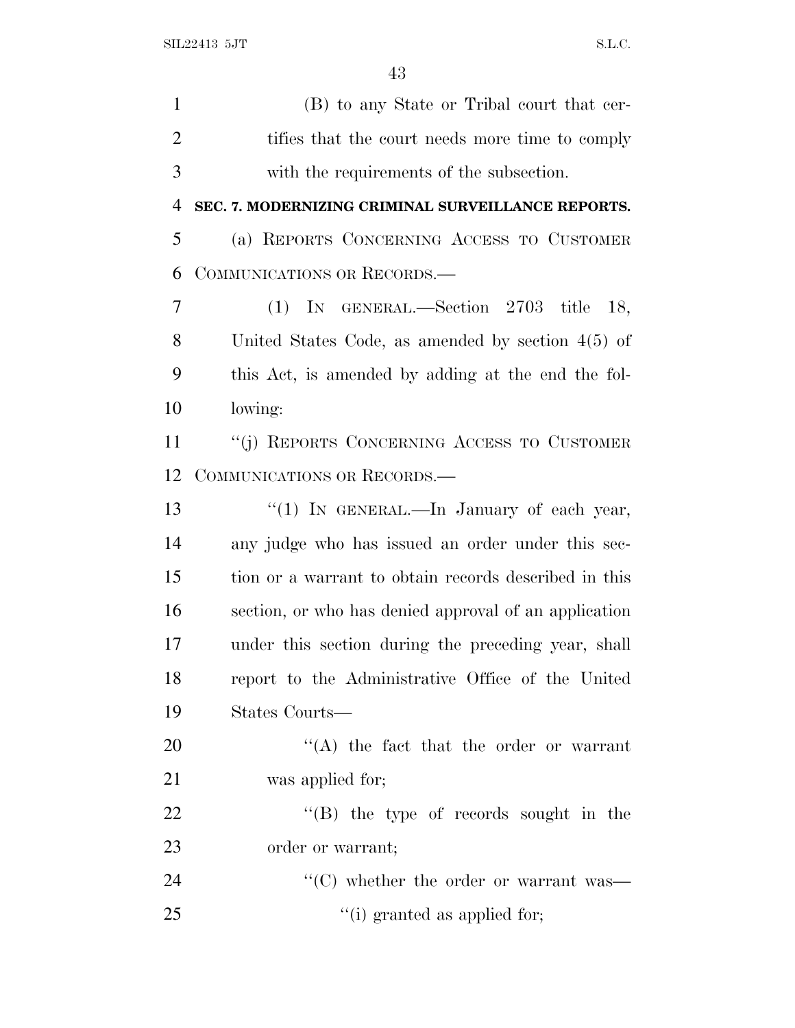(B) to any State or Tribal court that certifies that the court needs more time to comply with the requirements of the subsection.

**SEC. 7. MODERNIZING CRIMINAL SURVEILLANCE REPORTS.**

(a) REPORTS CONCERNING ACCESS TO CUSTOMER COMMUNICATIONS OR RECORDS.—

(1) IN GENERAL.—Section 2703 title 18, United States Code, as amended by section 4(5) of this Act, is amended by adding at the end the following:

"(j) REPORTS CONCERNING ACCESS TO CUSTOMER COMMUNICATIONS OR RECORDS.—

"(1) IN GENERAL.—In January of each year, any judge who has issued an order under this section or a warrant to obtain records described in this section, or who has denied approval of an application under this section during the preceding year, shall report to the Administrative Office of the United States Courts—

"(A) the fact that the order or warrant was applied for;

"(B) the type of records sought in the order or warrant;

"(C) whether the order or warrant was—

"(i) granted as applied for;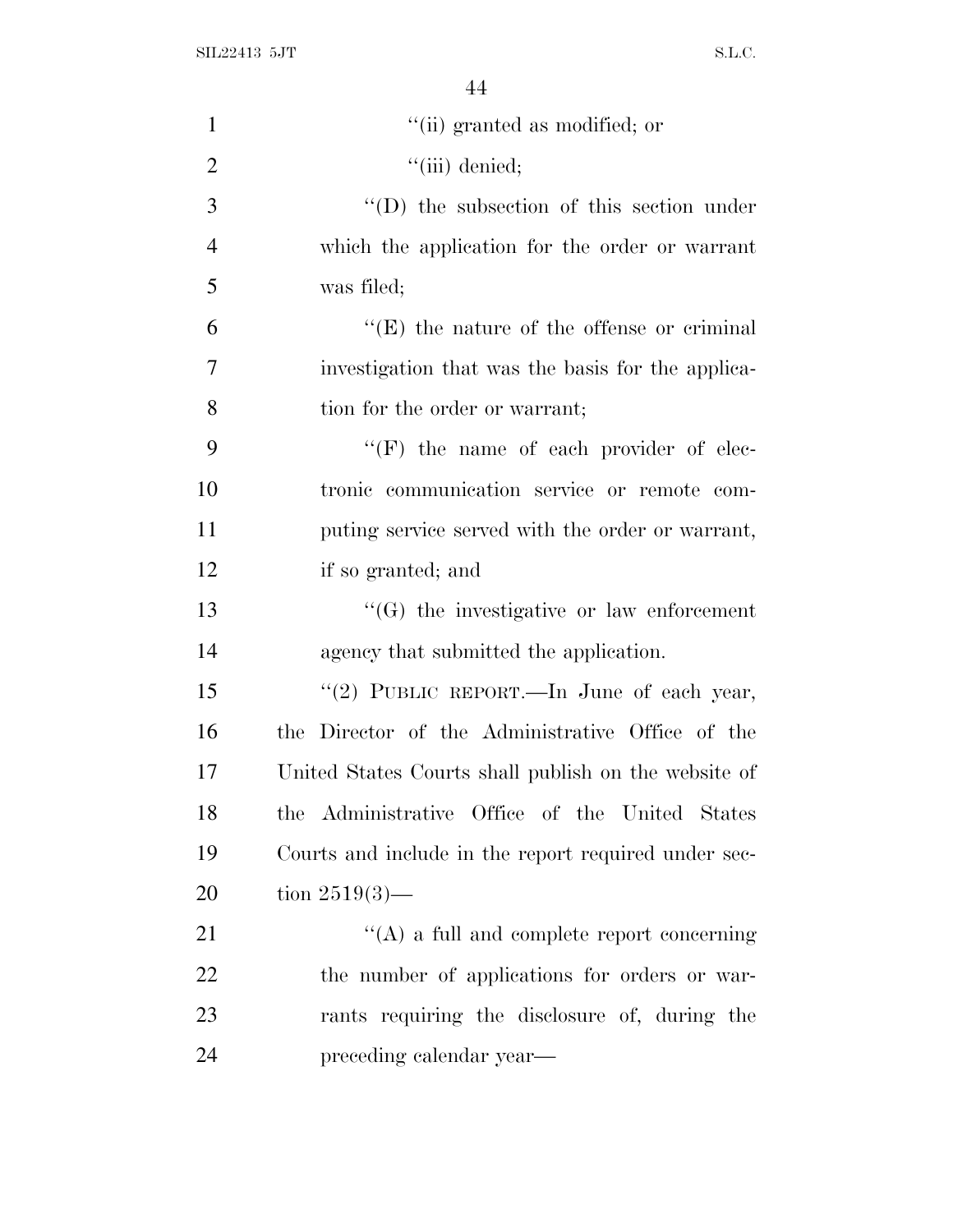''(ii) granted as modified; or

''(iii) denied;

''(D) the subsection of this section under which the application for the order or warrant was filed;

''(E) the nature of the offense or criminal investigation that was the basis for the application for the order or warrant;

''(F) the name of each provider of electronic communication service or remote computing service served with the order or warrant, if so granted; and

''(G) the investigative or law enforcement agency that submitted the application.

''(2) PUBLIC REPORT.—In June of each year, the Director of the Administrative Office of the United States Courts shall publish on the website of the Administrative Office of the United States Courts and include in the report required under section 2519(3)—

''(A) a full and complete report concerning the number of applications for orders or warrants requiring the disclosure of, during the preceding calendar year—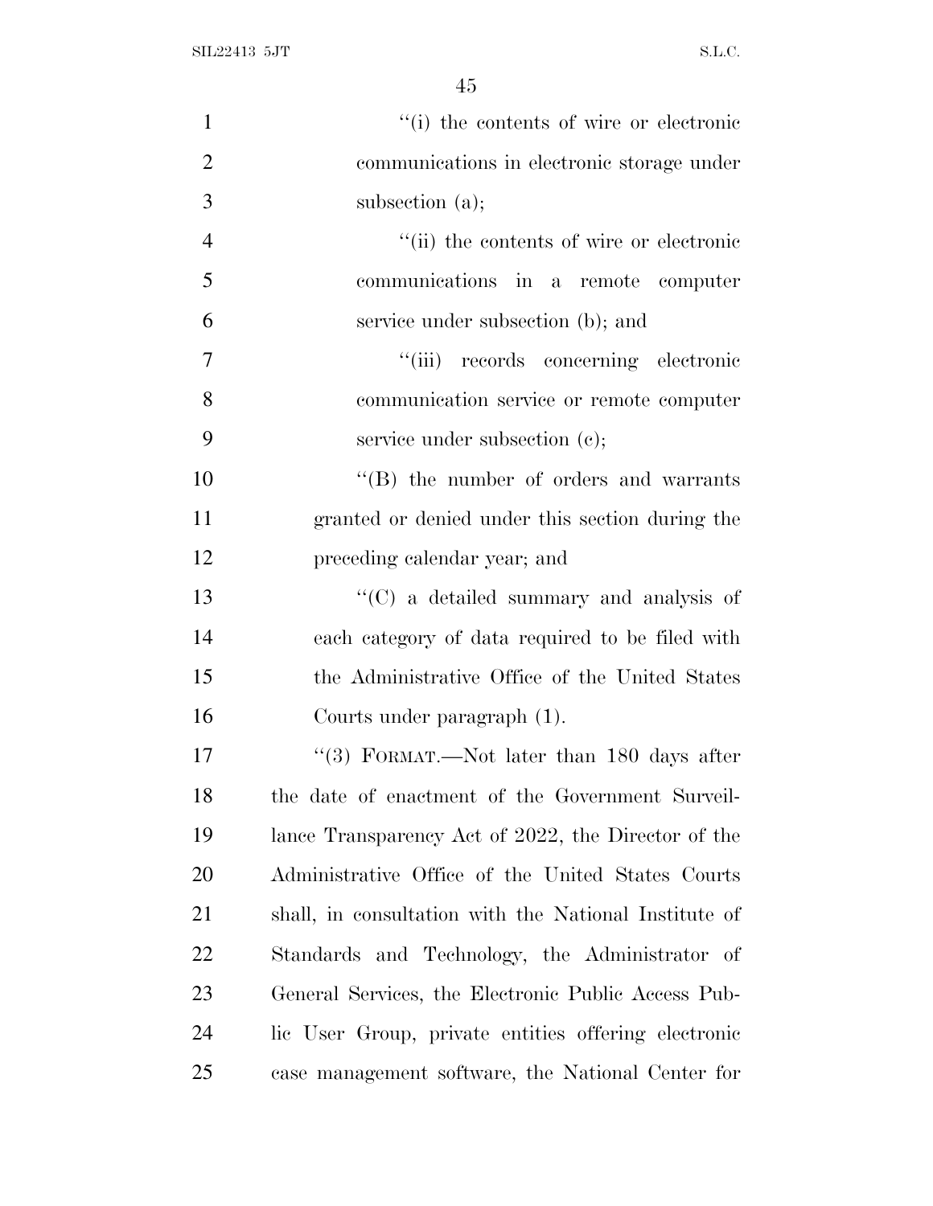''(i) the contents of wire or electronic communications in electronic storage under subsection (a);

''(ii) the contents of wire or electronic communications in a remote computer service under subsection (b); and

''(iii) records concerning electronic communication service or remote computer service under subsection (c);

''(B) the number of orders and warrants granted or denied under this section during the preceding calendar year; and

''(C) a detailed summary and analysis of each category of data required to be filed with the Administrative Office of the United States Courts under paragraph (1).

''(3) FORMAT.—Not later than 180 days after the date of enactment of the Government Surveillance Transparency Act of 2022, the Director of the Administrative Office of the United States Courts shall, in consultation with the National Institute of Standards and Technology, the Administrator of General Services, the Electronic Public Access Public User Group, private entities offering electronic case management software, the National Center for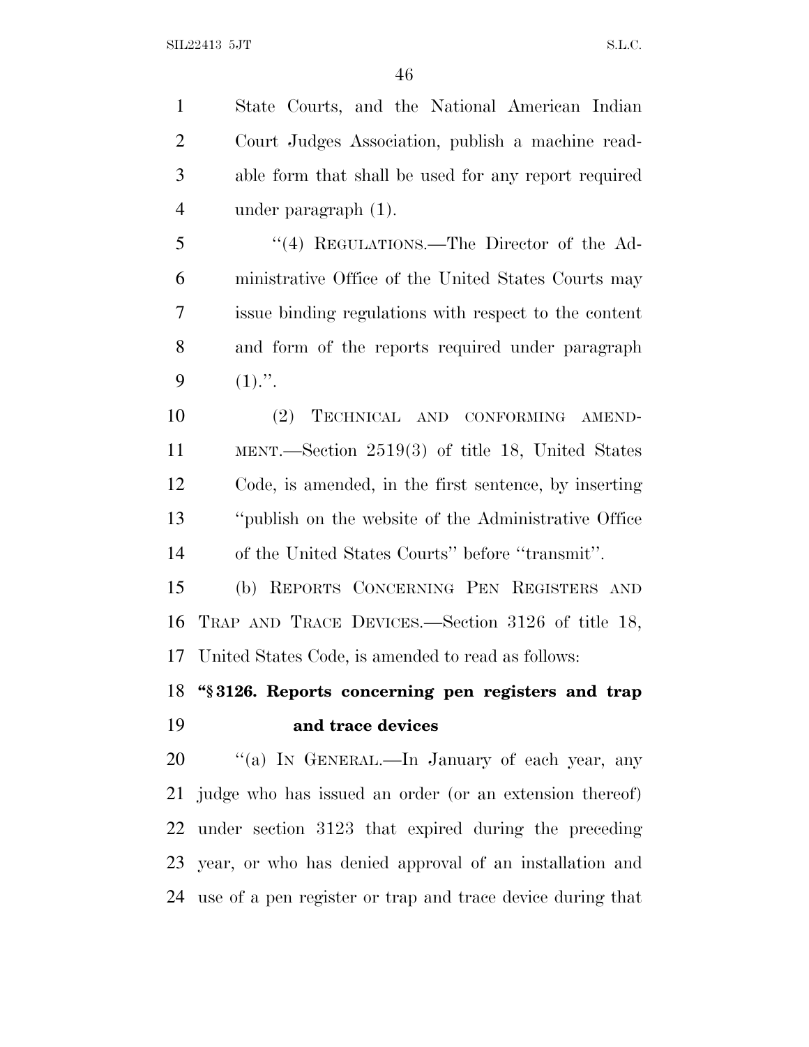State Courts, and the National American Indian Court Judges Association, publish a machine readable form that shall be used for any report required under paragraph (1).

''(4) REGULATIONS.—The Director of the Administrative Office of the United States Courts may issue binding regulations with respect to the content and form of the reports required under paragraph (1).''.

(2) TECHNICAL AND CONFORMING AMENDMENT.—Section 2519(3) of title 18, United States Code, is amended, in the first sentence, by inserting ''publish on the website of the Administrative Office of the United States Courts'' before ''transmit''.

(b) REPORTS CONCERNING PEN REGISTERS AND TRAP AND TRACE DEVICES.—Section 3126 of title 18, United States Code, is amended to read as follows:

**''§ 3126. Reports concerning pen registers and trap and trace devices**

''(a) IN GENERAL.—In January of each year, any judge who has issued an order (or an extension thereof) under section 3123 that expired during the preceding year, or who has denied approval of an installation and use of a pen register or trap and trace device during that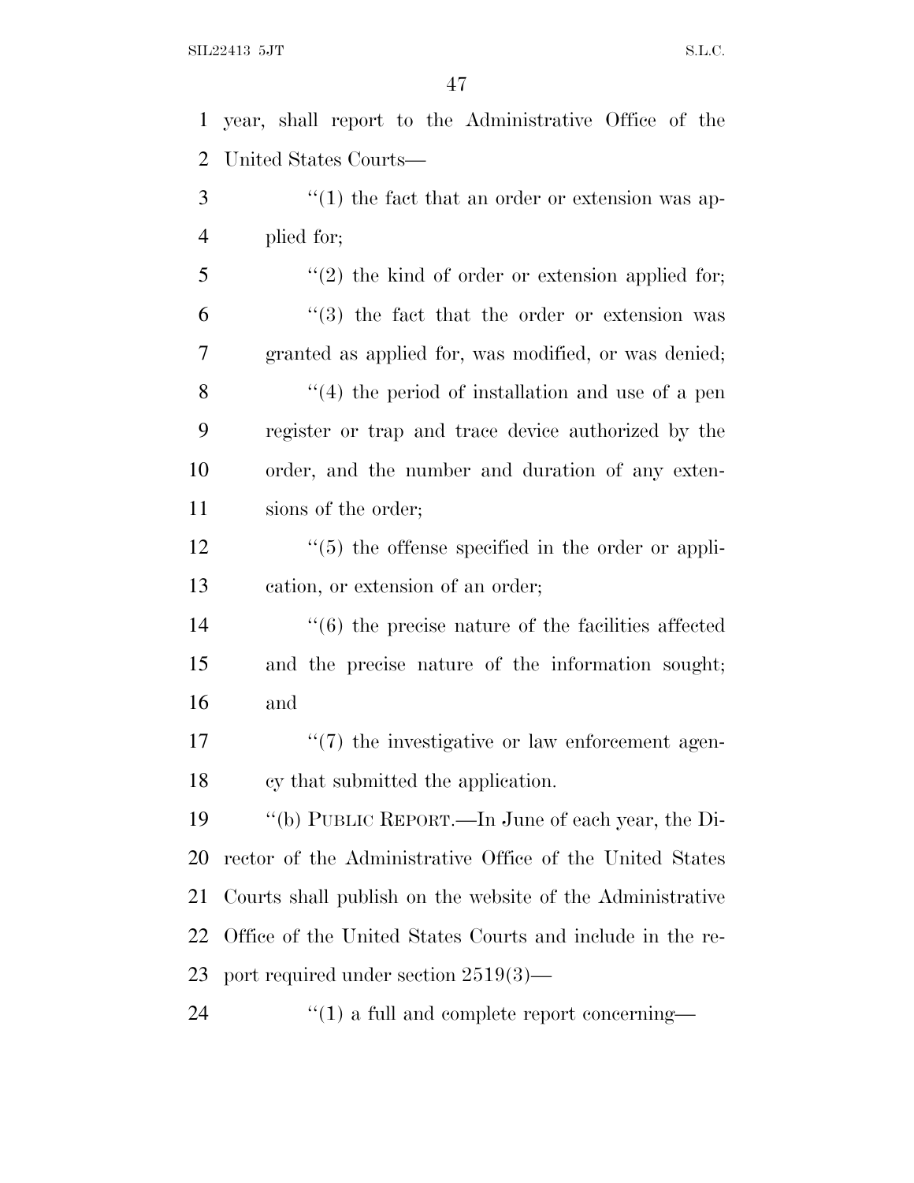year, shall report to the Administrative Office of the United States Courts—

"(1) the fact that an order or extension was applied for;

"(2) the kind of order or extension applied for;

"(3) the fact that the order or extension was granted as applied for, was modified, or was denied;

"(4) the period of installation and use of a pen register or trap and trace device authorized by the order, and the number and duration of any extensions of the order;

"(5) the offense specified in the order or application, or extension of an order;

"(6) the precise nature of the facilities affected and the precise nature of the information sought; and

"(7) the investigative or law enforcement agency that submitted the application.

"(b) PUBLIC REPORT.—In June of each year, the Director of the Administrative Office of the United States Courts shall publish on the website of the Administrative Office of the United States Courts and include in the report required under section 2519(3)—

"(1) a full and complete report concerning—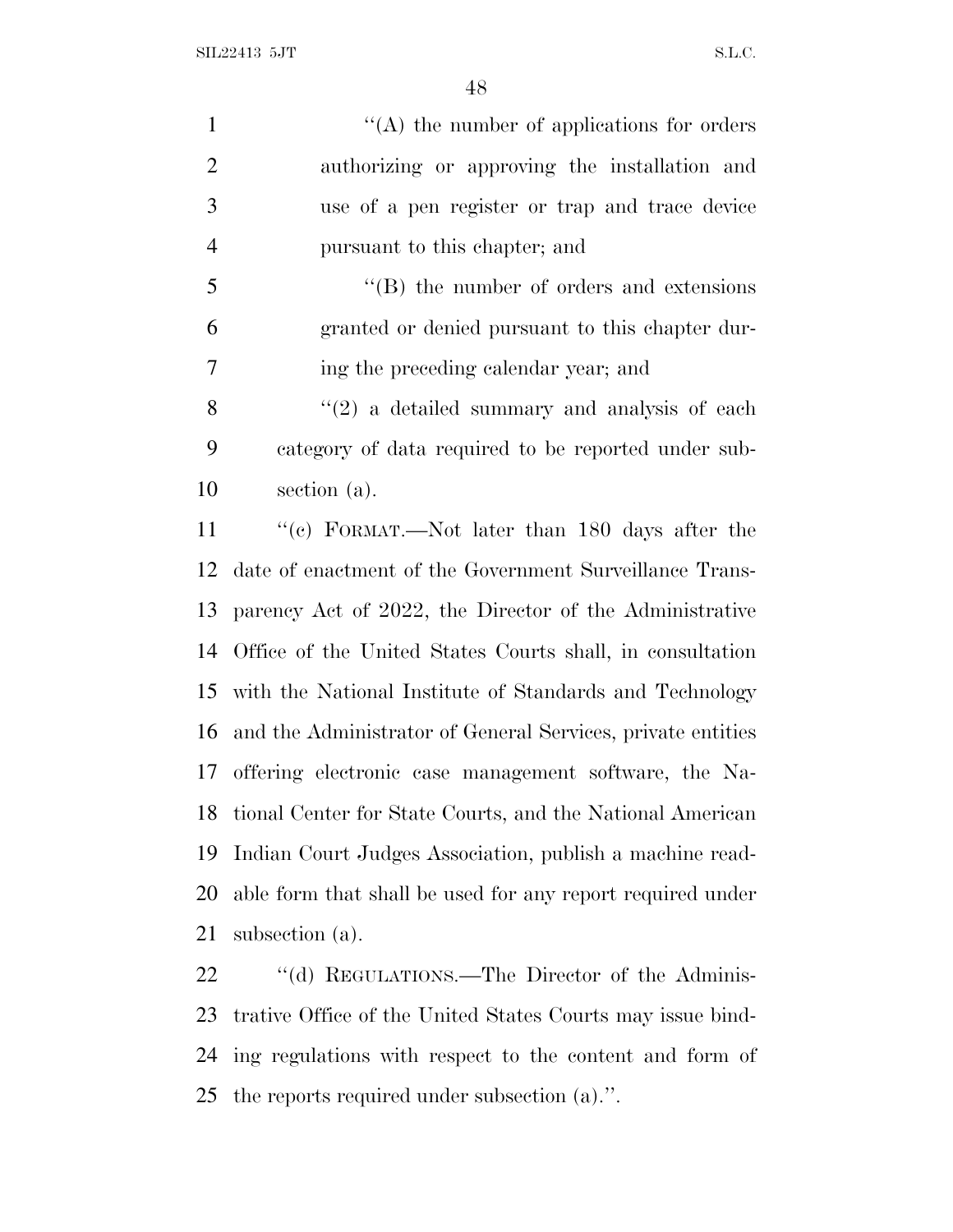"(A) the number of applications for orders authorizing or approving the installation and use of a pen register or trap and trace device pursuant to this chapter; and

"(B) the number of orders and extensions granted or denied pursuant to this chapter during the preceding calendar year; and

"(2) a detailed summary and analysis of each category of data required to be reported under subsection (a).

"(c) FORMAT.—Not later than 180 days after the date of enactment of the Government Surveillance Transparency Act of 2022, the Director of the Administrative Office of the United States Courts shall, in consultation with the National Institute of Standards and Technology and the Administrator of General Services, private entities offering electronic case management software, the National Center for State Courts, and the National American Indian Court Judges Association, publish a machine readable form that shall be used for any report required under subsection (a).

"(d) REGULATIONS.—The Director of the Administrative Office of the United States Courts may issue binding regulations with respect to the content and form of the reports required under subsection (a).".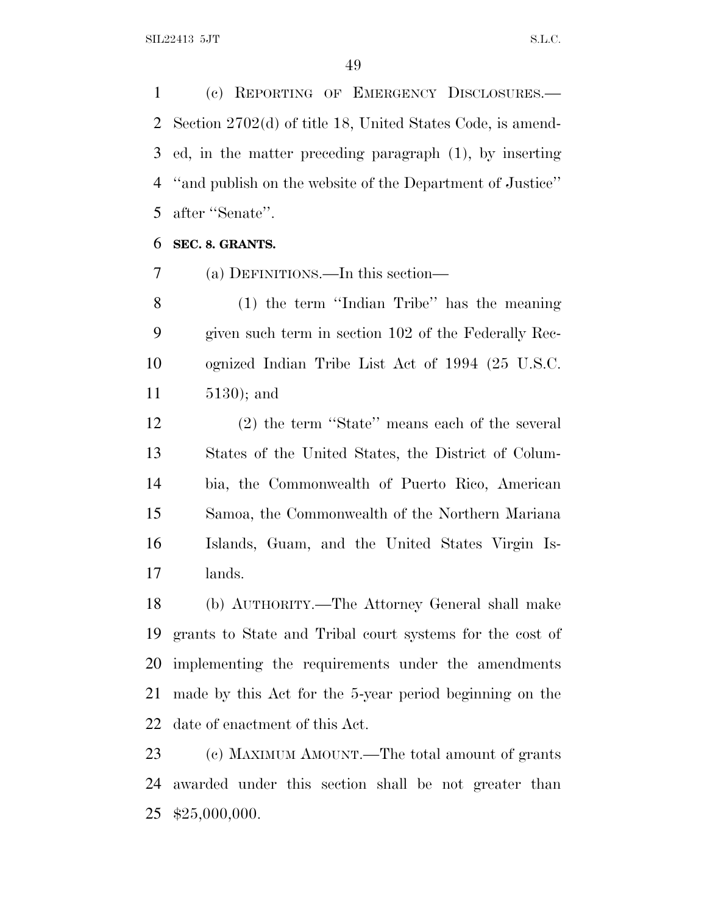(c) REPORTING OF EMERGENCY DISCLOSURES.—Section 2702(d) of title 18, United States Code, is amended, in the matter preceding paragraph (1), by inserting ''and publish on the website of the Department of Justice'' after ''Senate''.

**SEC. 8. GRANTS.**

(a) DEFINITIONS.—In this section—

(1) the term ''Indian Tribe'' has the meaning given such term in section 102 of the Federally Recognized Indian Tribe List Act of 1994 (25 U.S.C. 5130); and

(2) the term ''State'' means each of the several States of the United States, the District of Columbia, the Commonwealth of Puerto Rico, American Samoa, the Commonwealth of the Northern Mariana Islands, Guam, and the United States Virgin Islands.

(b) AUTHORITY.—The Attorney General shall make grants to State and Tribal court systems for the cost of implementing the requirements under the amendments made by this Act for the 5-year period beginning on the date of enactment of this Act.

(c) MAXIMUM AMOUNT.—The total amount of grants awarded under this section shall be not greater than $25,000,000.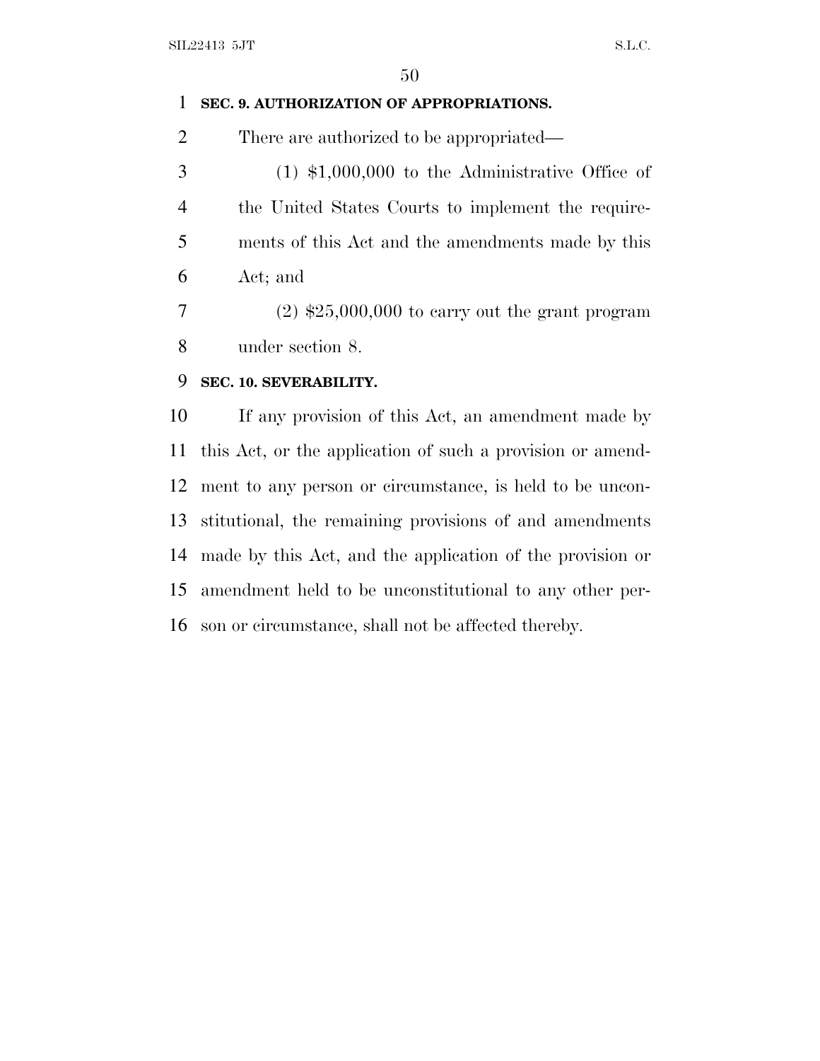**SEC. 9. AUTHORIZATION OF APPROPRIATIONS.**

There are authorized to be appropriated—

(1) $1,000,000 to the Administrative Office of the United States Courts to implement the requirements of this Act and the amendments made by this Act; and

(2) $25,000,000 to carry out the grant program under section 8.

**SEC. 10. SEVERABILITY.**

If any provision of this Act, an amendment made by this Act, or the application of such a provision or amendment to any person or circumstance, is held to be unconstitutional, the remaining provisions of and amendments made by this Act, and the application of the provision or amendment held to be unconstitutional to any other person or circumstance, shall not be affected thereby.